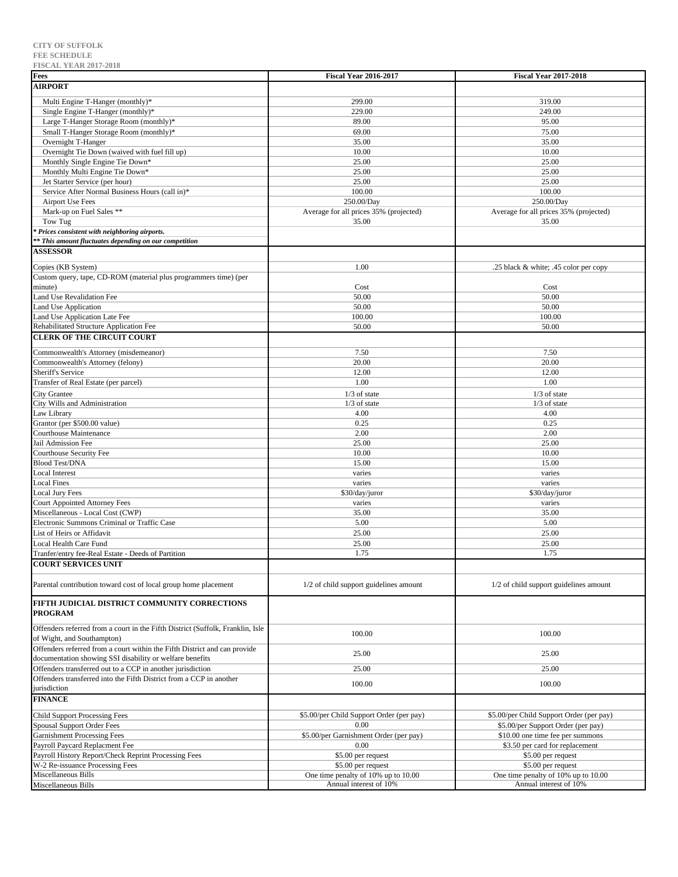**CITY OF SUFFOLK**
**FEE SCHEDULE**
**FISCAL YEAR 2017-2018**

| Fees | Fiscal Year 2016-2017 | Fiscal Year 2017-2018 |
|---|---|---|
| **AIRPORT** | | |
| Multi Engine T-Hanger (monthly)* | 299.00 | 319.00 |
| Single Engine T-Hanger (monthly)* | 229.00 | 249.00 |
| Large T-Hanger Storage Room (monthly)* | 89.00 | 95.00 |
| Small T-Hanger Storage Room (monthly)* | 69.00 | 75.00 |
| Overnight T-Hanger | 35.00 | 35.00 |
| Overnight Tie Down (waived with fuel fill up) | 10.00 | 10.00 |
| Monthly Single Engine Tie Down* | 25.00 | 25.00 |
| Monthly Multi Engine Tie Down* | 25.00 | 25.00 |
| Jet Starter Service (per hour) | 25.00 | 25.00 |
| Service After Normal Business Hours (call in)* | 100.00 | 100.00 |
| Airport Use Fees | 250.00/Day | 250.00/Day |
| Mark-up on Fuel Sales ** | Average for all prices 35% (projected) | Average for all prices 35% (projected) |
| Tow Tug | 35.00 | 35.00 |
| *\* Prices consistent with neighboring airports.* | | |
| *\*\* This amount fluctuates depending on our competition* | | |
| **ASSESSOR** | | |
| Copies (KB System) | 1.00 | .25 black & white; .45 color per copy |
| Custom query, tape, CD-ROM (material plus programmers time) (per minute) | Cost | Cost |
| Land Use Revalidation Fee | 50.00 | 50.00 |
| Land Use Application | 50.00 | 50.00 |
| Land Use Application Late Fee | 100.00 | 100.00 |
| Rehabilitated Structure Application Fee | 50.00 | 50.00 |
| **CLERK OF THE CIRCUIT COURT** | | |
| Commonwealth's Attorney (misdemeanor) | 7.50 | 7.50 |
| Commonwealth's Attorney (felony) | 20.00 | 20.00 |
| Sheriff's Service | 12.00 | 12.00 |
| Transfer of Real Estate (per parcel) | 1.00 | 1.00 |
| City Grantee | 1/3 of state | 1/3 of state |
| City Wills and Administration | 1/3 of state | 1/3 of state |
| Law Library | 4.00 | 4.00 |
| Grantor (per $500.00 value) | 0.25 | 0.25 |
| Courthouse Maintenance | 2.00 | 2.00 |
| Jail Admission Fee | 25.00 | 25.00 |
| Courthouse Security Fee | 10.00 | 10.00 |
| Blood Test/DNA | 15.00 | 15.00 |
| Local Interest | varies | varies |
| Local Fines | varies | varies |
| Local Jury Fees | $30/day/juror | $30/day/juror |
| Court Appointed Attorney Fees | varies | varies |
| Miscellaneous - Local Cost (CWP) | 35.00 | 35.00 |
| Electronic Summons Criminal or Traffic Case | 5.00 | 5.00 |
| List of Heirs or Affidavit | 25.00 | 25.00 |
| Local Health Care Fund | 25.00 | 25.00 |
| Tranfer/entry fee-Real Estate - Deeds of Partition | 1.75 | 1.75 |
| **COURT SERVICES UNIT** | | |
| Parental contribution toward cost of local group home placement | 1/2 of child support guidelines amount | 1/2 of child support guidelines amount |
| **FIFTH JUDICIAL DISTRICT COMMUNITY CORRECTIONS PROGRAM** | | |
| Offenders referred from a court in the Fifth District (Suffolk, Franklin, Isle of Wight, and Southampton) | 100.00 | 100.00 |
| Offenders referred from a court within the Fifth District and can provide documentation showing SSI disability or welfare benefits | 25.00 | 25.00 |
| Offenders transferred out to a CCP in another jurisdiction | 25.00 | 25.00 |
| Offenders transferred into the Fifth District from a CCP in another jurisdiction | 100.00 | 100.00 |
| **FINANCE** | | |
| Child Support Processing Fees | $5.00/per Child Support Order (per pay) | $5.00/per Child Support Order (per pay) |
| Spousal Support Order Fees | 0.00 | $5.00/per Support Order (per pay) |
| Garnishment Processing Fees | $5.00/per Garnishment Order (per pay) | $10.00 one time fee per summons |
| Payroll Paycard Replacment Fee | 0.00 | $3.50 per card for replacement |
| Payroll History Report/Check Reprint Processing Fees | $5.00 per request | $5.00 per request |
| W-2 Re-issuance Processing Fees | $5.00 per request | $5.00 per request |
| Miscellaneous Bills | One time penalty of 10% up to 10.00 | One time penalty of 10% up to 10.00 |
| Miscellaneous Bills | Annual interest of 10% | Annual interest of 10% |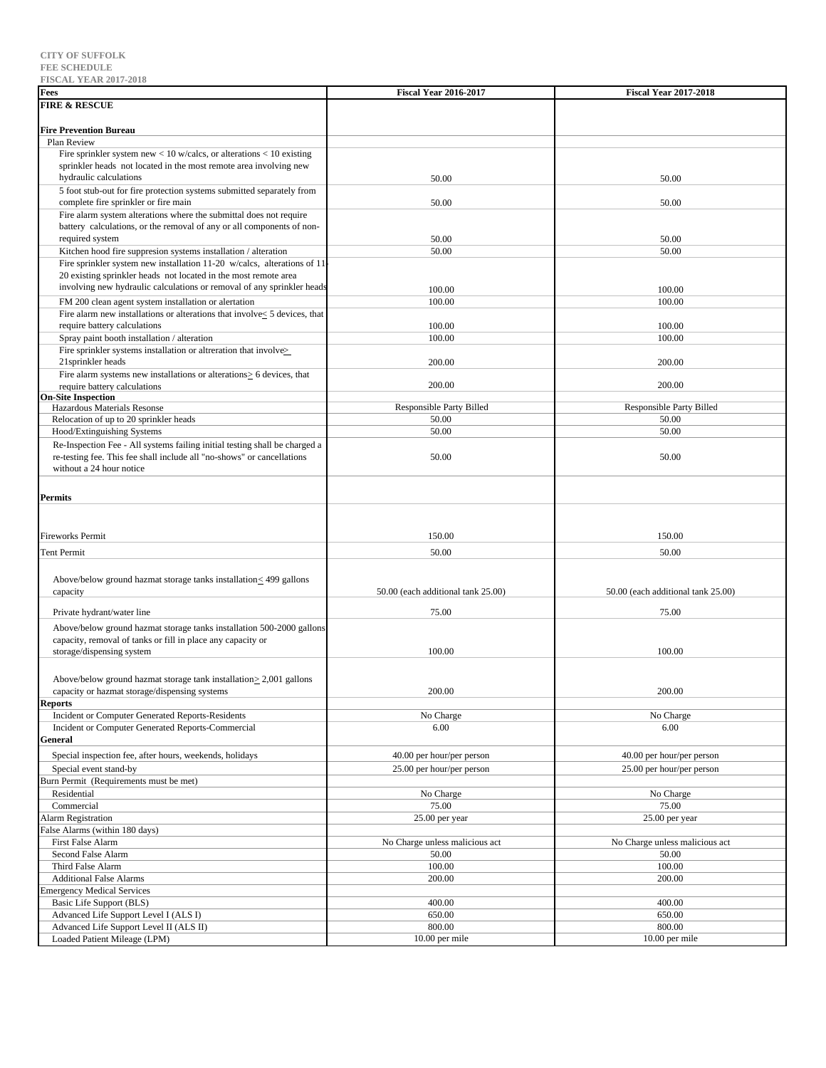**CITY OF SUFFOLK**
**FEE SCHEDULE**
**FISCAL YEAR 2017-2018**

| Fees | Fiscal Year 2016-2017 | Fiscal Year 2017-2018 |
|---|---|---|
| **FIRE & RESCUE** | | |
| **Fire Prevention Bureau** | | |
| Plan Review | | |
| Fire sprinkler system new < 10 w/calcs, or alterations < 10 existing sprinkler heads not located in the most remote area involving new hydraulic calculations | 50.00 | 50.00 |
| 5 foot stub-out for fire protection systems submitted separately from complete fire sprinkler or fire main | 50.00 | 50.00 |
| Fire alarm system alterations where the submittal does not require battery calculations, or the removal of any or all components of non-required system | 50.00 | 50.00 |
| Kitchen hood fire suppresion systems installation / alteration | 50.00 | 50.00 |
| Fire sprinkler system new installation 11-20 w/calcs, alterations of 11-20 existing sprinkler heads not located in the most remote area involving new hydraulic calculations or removal of any sprinkler heads | 100.00 | 100.00 |
| FM 200 clean agent system installation or alertation | 100.00 | 100.00 |
| Fire alarm new installations or alterations that involve ≤ 5 devices, that require battery calculations | 100.00 | 100.00 |
| Spray paint booth installation / alteration | 100.00 | 100.00 |
| Fire sprinkler systems installation or altreration that involve ≥ 21sprinkler heads | 200.00 | 200.00 |
| Fire alarm systems new installations or alterations ≥ 6 devices, that require battery calculations | 200.00 | 200.00 |
| **On-Site Inspection** | | |
| Hazardous Materials Resonse | Responsible Party Billed | Responsible Party Billed |
| Relocation of up to 20 sprinkler heads | 50.00 | 50.00 |
| Hood/Extinguishing Systems | 50.00 | 50.00 |
| Re-Inspection Fee - All systems failing initial testing shall be charged a re-testing fee. This fee shall include all "no-shows" or cancellations without a 24 hour notice | 50.00 | 50.00 |
| **Permits** | | |
| Fireworks Permit | 150.00 | 150.00 |
| Tent Permit | 50.00 | 50.00 |
| Above/below ground hazmat storage tanks installation ≤ 499 gallons capacity | 50.00 (each additional tank 25.00) | 50.00 (each additional tank 25.00) |
| Private hydrant/water line | 75.00 | 75.00 |
| Above/below ground hazmat storage tanks installation 500-2000 gallons capacity, removal of tanks or fill in place any capacity or storage/dispensing system | 100.00 | 100.00 |
| Above/below ground hazmat storage tank installation ≥ 2,001 gallons capacity or hazmat storage/dispensing systems | 200.00 | 200.00 |
| **Reports** | | |
| Incident or Computer Generated Reports-Residents | No Charge | No Charge |
| Incident or Computer Generated Reports-Commercial | 6.00 | 6.00 |
| **General** | | |
| Special inspection fee, after hours, weekends, holidays | 40.00 per hour/per person | 40.00 per hour/per person |
| Special event stand-by | 25.00 per hour/per person | 25.00 per hour/per person |
| Burn Permit (Requirements must be met) | | |
| Residential | No Charge | No Charge |
| Commercial | 75.00 | 75.00 |
| Alarm Registration | 25.00 per year | 25.00 per year |
| False Alarms (within 180 days) | | |
| First False Alarm | No Charge unless malicious act | No Charge unless malicious act |
| Second False Alarm | 50.00 | 50.00 |
| Third False Alarm | 100.00 | 100.00 |
| Additional False Alarms | 200.00 | 200.00 |
| Emergency Medical Services | | |
| Basic Life Support (BLS) | 400.00 | 400.00 |
| Advanced Life Support Level I (ALS I) | 650.00 | 650.00 |
| Advanced Life Support Level II (ALS II) | 800.00 | 800.00 |
| Loaded Patient Mileage (LPM) | 10.00 per mile | 10.00 per mile |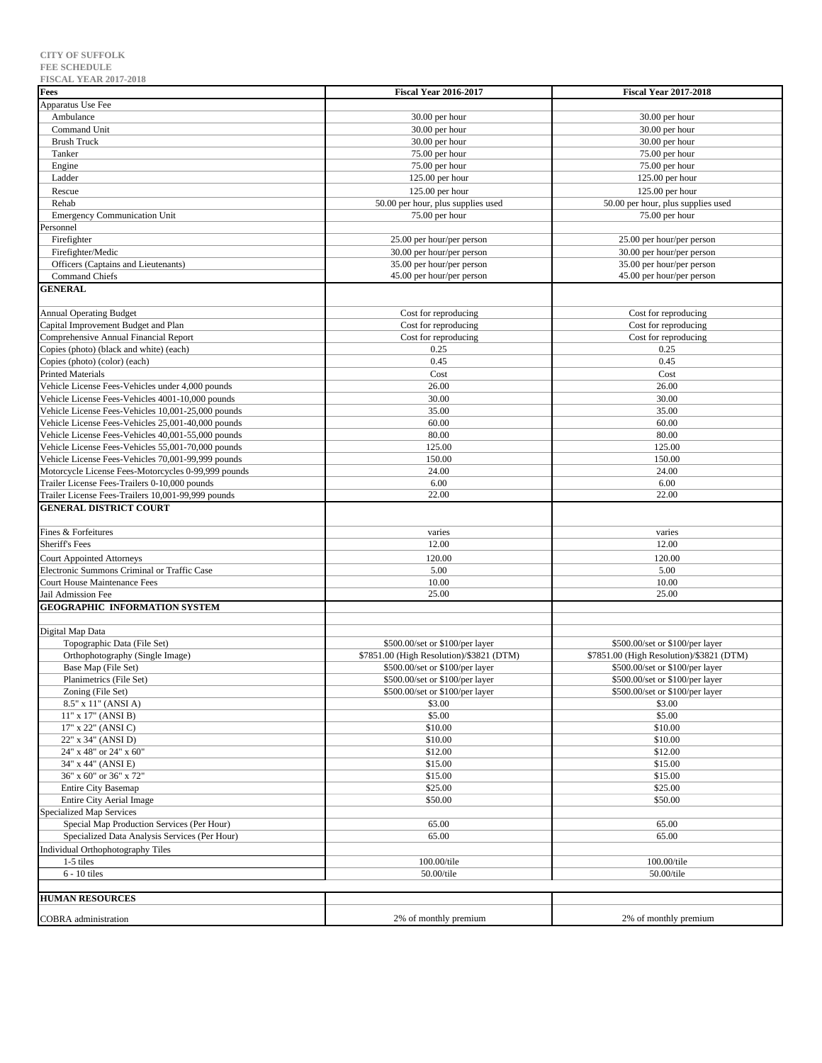CITY OF SUFFOLK
FEE SCHEDULE
FISCAL YEAR 2017-2018

| Fees | Fiscal Year 2016-2017 | Fiscal Year 2017-2018 |
|---|---|---|
| Apparatus Use Fee | | |
| Ambulance | 30.00 per hour | 30.00 per hour |
| Command Unit | 30.00 per hour | 30.00 per hour |
| Brush Truck | 30.00 per hour | 30.00 per hour |
| Tanker | 75.00 per hour | 75.00 per hour |
| Engine | 75.00 per hour | 75.00 per hour |
| Ladder | 125.00 per hour | 125.00 per hour |
| Rescue | 125.00 per hour | 125.00 per hour |
| Rehab | 50.00 per hour, plus supplies used | 50.00 per hour, plus supplies used |
| Emergency Communication Unit | 75.00 per hour | 75.00 per hour |
| Personnel | | |
| Firefighter | 25.00 per hour/per person | 25.00 per hour/per person |
| Firefighter/Medic | 30.00 per hour/per person | 30.00 per hour/per person |
| Officers (Captains and Lieutenants) | 35.00 per hour/per person | 35.00 per hour/per person |
| Command Chiefs | 45.00 per hour/per person | 45.00 per hour/per person |
| **GENERAL** | | |
| Annual Operating Budget | Cost for reproducing | Cost for reproducing |
| Capital Improvement Budget and Plan | Cost for reproducing | Cost for reproducing |
| Comprehensive Annual Financial Report | Cost for reproducing | Cost for reproducing |
| Copies (photo) (black and white) (each) | 0.25 | 0.25 |
| Copies (photo) (color) (each) | 0.45 | 0.45 |
| Printed Materials | Cost | Cost |
| Vehicle License Fees-Vehicles under 4,000 pounds | 26.00 | 26.00 |
| Vehicle License Fees-Vehicles 4001-10,000 pounds | 30.00 | 30.00 |
| Vehicle License Fees-Vehicles 10,001-25,000 pounds | 35.00 | 35.00 |
| Vehicle License Fees-Vehicles 25,001-40,000 pounds | 60.00 | 60.00 |
| Vehicle License Fees-Vehicles 40,001-55,000 pounds | 80.00 | 80.00 |
| Vehicle License Fees-Vehicles 55,001-70,000 pounds | 125.00 | 125.00 |
| Vehicle License Fees-Vehicles 70,001-99,999 pounds | 150.00 | 150.00 |
| Motorcycle License Fees-Motorcycles 0-99,999 pounds | 24.00 | 24.00 |
| Trailer License Fees-Trailers 0-10,000 pounds | 6.00 | 6.00 |
| Trailer License Fees-Trailers 10,001-99,999 pounds | 22.00 | 22.00 |
| **GENERAL DISTRICT COURT** | | |
| Fines & Forfeitures | varies | varies |
| Sheriff's Fees | 12.00 | 12.00 |
| Court Appointed Attorneys | 120.00 | 120.00 |
| Electronic Summons Criminal or Traffic Case | 5.00 | 5.00 |
| Court House Maintenance Fees | 10.00 | 10.00 |
| Jail Admission Fee | 25.00 | 25.00 |
| **GEOGRAPHIC INFORMATION SYSTEM** | | |
| Digital Map Data | | |
| Topographic Data (File Set) | $500.00/set or $100/per layer | $500.00/set or $100/per layer |
| Orthophotography (Single Image) | $7851.00 (High Resolution)/$3821 (DTM) | $7851.00 (High Resolution)/$3821 (DTM) |
| Base Map (File Set) | $500.00/set or $100/per layer | $500.00/set or $100/per layer |
| Planimetrics (File Set) | $500.00/set or $100/per layer | $500.00/set or $100/per layer |
| Zoning (File Set) | $500.00/set or $100/per layer | $500.00/set or $100/per layer |
| 8.5" x 11" (ANSI A) | $3.00 | $3.00 |
| 11" x 17" (ANSI B) | $5.00 | $5.00 |
| 17" x 22" (ANSI C) | $10.00 | $10.00 |
| 22" x 34" (ANSI D) | $10.00 | $10.00 |
| 24" x 48" or 24" x 60" | $12.00 | $12.00 |
| 34" x 44" (ANSI E) | $15.00 | $15.00 |
| 36" x 60" or 36" x 72" | $15.00 | $15.00 |
| Entire City Basemap | $25.00 | $25.00 |
| Entire City Aerial Image | $50.00 | $50.00 |
| Specialized Map Services | | |
| Special Map Production Services (Per Hour) | 65.00 | 65.00 |
| Specialized Data Analysis Services (Per Hour) | 65.00 | 65.00 |
| Individual Orthophotography Tiles | | |
| 1-5 tiles | 100.00/tile | 100.00/tile |
| 6 - 10 tiles | 50.00/tile | 50.00/tile |
| **HUMAN RESOURCES** | | |
| COBRA administration | 2% of monthly premium | 2% of monthly premium |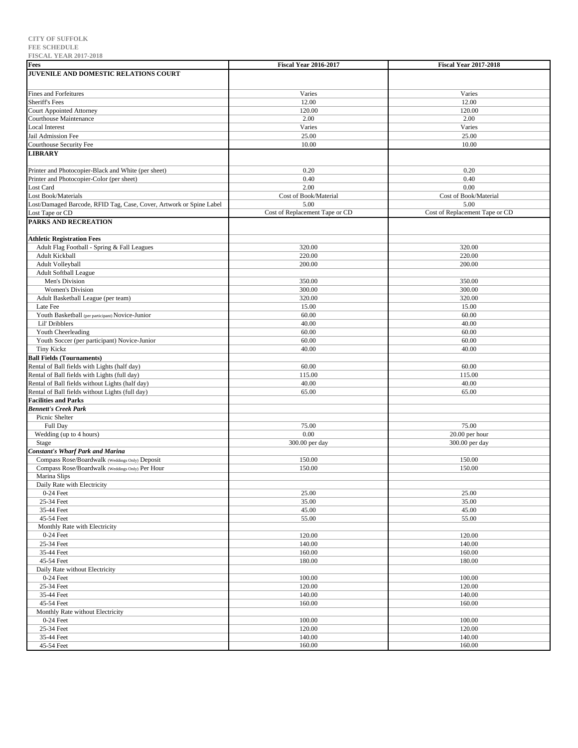CITY OF SUFFOLK
FEE SCHEDULE
FISCAL YEAR 2017-2018

| Fees | Fiscal Year 2016-2017 | Fiscal Year 2017-2018 |
|---|---|---|
| **JUVENILE AND DOMESTIC RELATIONS COURT** | | |
| Fines and Forfeitures | Varies | Varies |
| Sheriff's Fees | 12.00 | 12.00 |
| Court Appointed Attorney | 120.00 | 120.00 |
| Courthouse Maintenance | 2.00 | 2.00 |
| Local Interest | Varies | Varies |
| Jail Admission Fee | 25.00 | 25.00 |
| Courthouse Security Fee | 10.00 | 10.00 |
| **LIBRARY** | | |
| Printer and Photocopier-Black and White (per sheet) | 0.20 | 0.20 |
| Printer and Photocopier-Color (per sheet) | 0.40 | 0.40 |
| Lost Card | 2.00 | 0.00 |
| Lost Book/Materials | Cost of Book/Material | Cost of Book/Material |
| Lost/Damaged Barcode, RFID Tag, Case, Cover, Artwork or Spine Label | 5.00 | 5.00 |
| Lost Tape or CD | Cost of Replacement Tape or CD | Cost of Replacement Tape or CD |
| **PARKS AND RECREATION** | | |
| **Athletic Registration Fees** | | |
| Adult Flag Football - Spring & Fall Leagues | 320.00 | 320.00 |
| Adult Kickball | 220.00 | 220.00 |
| Adult Volleyball | 200.00 | 200.00 |
| Adult Softball League | | |
| Men's Division | 350.00 | 350.00 |
| Women's Division | 300.00 | 300.00 |
| Adult Basketball League (per team) | 320.00 | 320.00 |
| Late Fee | 15.00 | 15.00 |
| Youth Basketball (per participant) Novice-Junior | 60.00 | 60.00 |
| Lil' Dribblers | 40.00 | 40.00 |
| Youth Cheerleading | 60.00 | 60.00 |
| Youth Soccer (per participant) Novice-Junior | 60.00 | 60.00 |
| Tiny Kickz | 40.00 | 40.00 |
| **Ball Fields (Tournaments)** | | |
| Rental of Ball fields with Lights (half day) | 60.00 | 60.00 |
| Rental of Ball fields with Lights (full day) | 115.00 | 115.00 |
| Rental of Ball fields without Lights (half day) | 40.00 | 40.00 |
| Rental of Ball fields without Lights (full day) | 65.00 | 65.00 |
| **Facilities and Parks** | | |
| ***Bennett's Creek Park*** | | |
| Picnic Shelter | | |
| Full Day | 75.00 | 75.00 |
| Wedding (up to 4 hours) | 0.00 | 20.00 per hour |
| Stage | 300.00 per day | 300.00 per day |
| ***Constant's Wharf Park and Marina*** | | |
| Compass Rose/Boardwalk (Weddings Only) Deposit | 150.00 | 150.00 |
| Compass Rose/Boardwalk (Weddings Only) Per Hour | 150.00 | 150.00 |
| Marina Slips | | |
| Daily Rate with Electricity | | |
| 0-24 Feet | 25.00 | 25.00 |
| 25-34 Feet | 35.00 | 35.00 |
| 35-44 Feet | 45.00 | 45.00 |
| 45-54 Feet | 55.00 | 55.00 |
| Monthly Rate with Electricity | | |
| 0-24 Feet | 120.00 | 120.00 |
| 25-34 Feet | 140.00 | 140.00 |
| 35-44 Feet | 160.00 | 160.00 |
| 45-54 Feet | 180.00 | 180.00 |
| Daily Rate without Electricity | | |
| 0-24 Feet | 100.00 | 100.00 |
| 25-34 Feet | 120.00 | 120.00 |
| 35-44 Feet | 140.00 | 140.00 |
| 45-54 Feet | 160.00 | 160.00 |
| Monthly Rate without Electricity | | |
| 0-24 Feet | 100.00 | 100.00 |
| 25-34 Feet | 120.00 | 120.00 |
| 35-44 Feet | 140.00 | 140.00 |
| 45-54 Feet | 160.00 | 160.00 |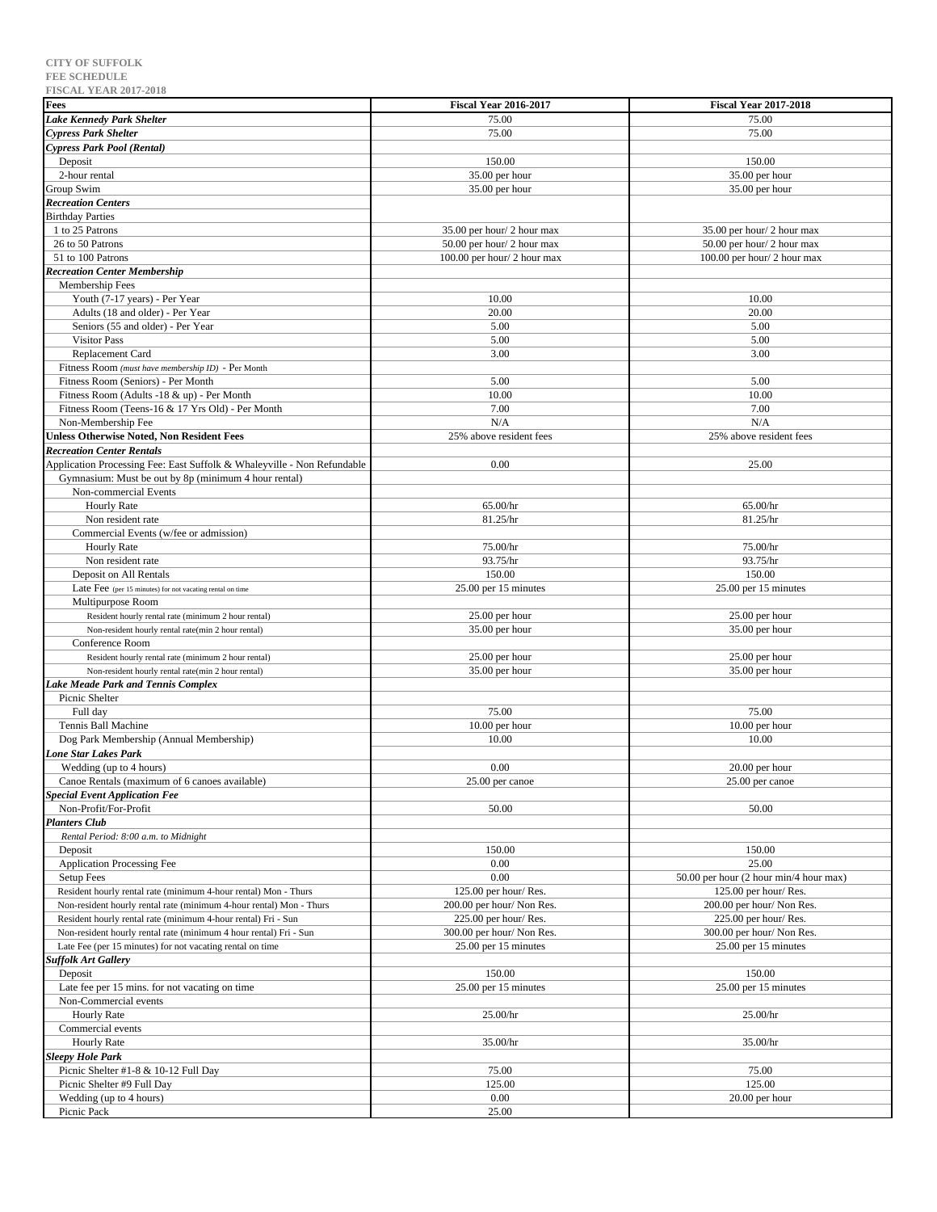**CITY OF SUFFOLK**
**FEE SCHEDULE**
**FISCAL YEAR 2017-2018**

| Fees | Fiscal Year 2016-2017 | Fiscal Year 2017-2018 |
|---|---|---|
| ***Lake Kennedy Park Shelter*** | 75.00 | 75.00 |
| ***Cypress Park Shelter*** | 75.00 | 75.00 |
| ***Cypress Park Pool (Rental)*** | | |
| Deposit | 150.00 | 150.00 |
| 2-hour rental | 35.00 per hour | 35.00 per hour |
| Group Swim | 35.00 per hour | 35.00 per hour |
| ***Recreation Centers*** | | |
| Birthday Parties | | |
| 1 to 25 Patrons | 35.00 per hour/ 2 hour max | 35.00 per hour/ 2 hour max |
| 26 to 50 Patrons | 50.00 per hour/ 2 hour max | 50.00 per hour/ 2 hour max |
| 51 to 100 Patrons | 100.00 per hour/ 2 hour max | 100.00 per hour/ 2 hour max |
| ***Recreation Center Membership*** | | |
| Membership Fees | | |
| Youth (7-17 years) - Per Year | 10.00 | 10.00 |
| Adults (18 and older) - Per Year | 20.00 | 20.00 |
| Seniors (55 and older) - Per Year | 5.00 | 5.00 |
| Visitor Pass | 5.00 | 5.00 |
| Replacement Card | 3.00 | 3.00 |
| Fitness Room *(must have membership ID)* - Per Month | | |
| Fitness Room (Seniors) - Per Month | 5.00 | 5.00 |
| Fitness Room (Adults -18 & up) - Per Month | 10.00 | 10.00 |
| Fitness Room (Teens-16 & 17 Yrs Old) - Per Month | 7.00 | 7.00 |
| Non-Membership Fee | N/A | N/A |
| **Unless Otherwise Noted, Non Resident Fees** | 25% above resident fees | 25% above resident fees |
| ***Recreation Center Rentals*** | | |
| Application Processing Fee: East Suffolk & Whaleyville - Non Refundable | 0.00 | 25.00 |
| Gymnasium: Must be out by 8p (minimum 4 hour rental) | | |
| Non-commercial Events | | |
| Hourly Rate | 65.00/hr | 65.00/hr |
| Non resident rate | 81.25/hr | 81.25/hr |
| Commercial Events (w/fee or admission) | | |
| Hourly Rate | 75.00/hr | 75.00/hr |
| Non resident rate | 93.75/hr | 93.75/hr |
| Deposit on All Rentals | 150.00 | 150.00 |
| Late Fee (per 15 minutes) for not vacating rental on time | 25.00 per 15 minutes | 25.00 per 15 minutes |
| Multipurpose Room | | |
| Resident hourly rental rate (minimum 2 hour rental) | 25.00 per hour | 25.00 per hour |
| Non-resident hourly rental rate(min 2 hour rental) | 35.00 per hour | 35.00 per hour |
| Conference Room | | |
| Resident hourly rental rate (minimum 2 hour rental) | 25.00 per hour | 25.00 per hour |
| Non-resident hourly rental rate(min 2 hour rental) | 35.00 per hour | 35.00 per hour |
| ***Lake Meade Park and Tennis Complex*** | | |
| Picnic Shelter | | |
| Full day | 75.00 | 75.00 |
| Tennis Ball Machine | 10.00 per hour | 10.00 per hour |
| Dog Park Membership (Annual Membership) | 10.00 | 10.00 |
| ***Lone Star Lakes Park*** | | |
| Wedding (up to 4 hours) | 0.00 | 20.00 per hour |
| Canoe Rentals (maximum of 6 canoes available) | 25.00 per canoe | 25.00 per canoe |
| ***Special Event Application Fee*** | | |
| Non-Profit/For-Profit | 50.00 | 50.00 |
| ***Planters Club*** | | |
| *Rental Period: 8:00 a.m. to Midnight* | | |
| Deposit | 150.00 | 150.00 |
| Application Processing Fee | 0.00 | 25.00 |
| Setup Fees | 0.00 | 50.00 per hour (2 hour min/4 hour max) |
| Resident hourly rental rate (minimum 4-hour rental) Mon - Thurs | 125.00 per hour/ Res. | 125.00 per hour/ Res. |
| Non-resident hourly rental rate (minimum 4-hour rental) Mon - Thurs | 200.00 per hour/ Non Res. | 200.00 per hour/ Non Res. |
| Resident hourly rental rate (minimum 4-hour rental) Fri - Sun | 225.00 per hour/ Res. | 225.00 per hour/ Res. |
| Non-resident hourly rental rate (minimum 4 hour rental) Fri - Sun | 300.00 per hour/ Non Res. | 300.00 per hour/ Non Res. |
| Late Fee (per 15 minutes) for not vacating rental on time | 25.00 per 15 minutes | 25.00 per 15 minutes |
| ***Suffolk Art Gallery*** | | |
| Deposit | 150.00 | 150.00 |
| Late fee per 15 mins. for not vacating on time | 25.00 per 15 minutes | 25.00 per 15 minutes |
| Non-Commercial events | | |
| Hourly Rate | 25.00/hr | 25.00/hr |
| Commercial events | | |
| Hourly Rate | 35.00/hr | 35.00/hr |
| ***Sleepy Hole Park*** | | |
| Picnic Shelter #1-8 & 10-12 Full Day | 75.00 | 75.00 |
| Picnic Shelter #9 Full Day | 125.00 | 125.00 |
| Wedding (up to 4 hours) | 0.00 | 20.00 per hour |
| Picnic Pack | 25.00 | |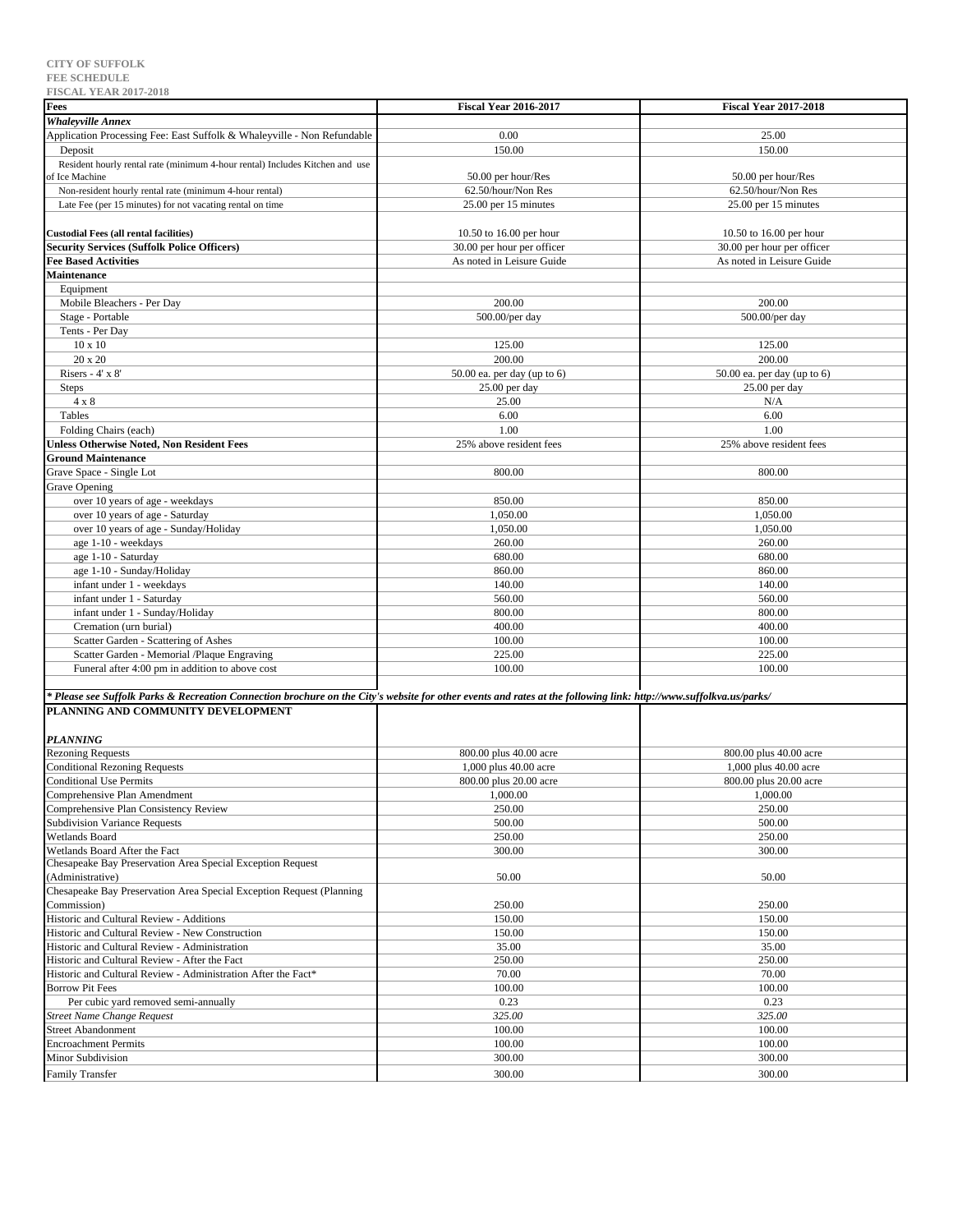**CITY OF SUFFOLK**
**FEE SCHEDULE**
**FISCAL YEAR 2017-2018**

| Fees | Fiscal Year 2016-2017 | Fiscal Year 2017-2018 |
|---|---|---|
| ***Whaleyville Annex*** | | |
| Application Processing Fee: East Suffolk & Whaleyville - Non Refundable | 0.00 | 25.00 |
| Deposit | 150.00 | 150.00 |
| Resident hourly rental rate (minimum 4-hour rental) Includes Kitchen and use of Ice Machine | 50.00 per hour/Res | 50.00 per hour/Res |
| Non-resident hourly rental rate (minimum 4-hour rental) | 62.50/hour/Non Res | 62.50/hour/Non Res |
| Late Fee (per 15 minutes) for not vacating rental on time | 25.00 per 15 minutes | 25.00 per 15 minutes |
| **Custodial Fees (all rental facilities)** | 10.50 to 16.00 per hour | 10.50 to 16.00 per hour |
| **Security Services (Suffolk Police Officers)** | 30.00 per hour per officer | 30.00 per hour per officer |
| **Fee Based Activities** | As noted in Leisure Guide | As noted in Leisure Guide |
| **Maintenance** | | |
| Equipment | | |
| Mobile Bleachers - Per Day | 200.00 | 200.00 |
| Stage - Portable | 500.00/per day | 500.00/per day |
| Tents - Per Day | | |
| 10 x 10 | 125.00 | 125.00 |
| 20 x 20 | 200.00 | 200.00 |
| Risers - 4' x 8' | 50.00 ea. per day (up to 6) | 50.00 ea. per day (up to 6) |
| Steps | 25.00 per day | 25.00 per day |
| 4 x 8 | 25.00 | N/A |
| Tables | 6.00 | 6.00 |
| Folding Chairs (each) | 1.00 | 1.00 |
| **Unless Otherwise Noted, Non Resident Fees** | 25% above resident fees | 25% above resident fees |
| **Ground Maintenance** | | |
| Grave Space - Single Lot | 800.00 | 800.00 |
| Grave Opening | | |
| over 10 years of age - weekdays | 850.00 | 850.00 |
| over 10 years of age - Saturday | 1,050.00 | 1,050.00 |
| over 10 years of age - Sunday/Holiday | 1,050.00 | 1,050.00 |
| age 1-10 - weekdays | 260.00 | 260.00 |
| age 1-10 - Saturday | 680.00 | 680.00 |
| age 1-10 - Sunday/Holiday | 860.00 | 860.00 |
| infant under 1 - weekdays | 140.00 | 140.00 |
| infant under 1 - Saturday | 560.00 | 560.00 |
| infant under 1 - Sunday/Holiday | 800.00 | 800.00 |
| Cremation (urn burial) | 400.00 | 400.00 |
| Scatter Garden - Scattering of Ashes | 100.00 | 100.00 |
| Scatter Garden - Memorial /Plaque Engraving | 225.00 | 225.00 |
| Funeral after 4:00 pm in addition to above cost | 100.00 | 100.00 |

***\* Please see Suffolk Parks & Recreation Connection brochure on the City's website for other events and rates at the following link: http://www.suffolkva.us/parks/***

| PLANNING AND COMMUNITY DEVELOPMENT | Fiscal Year 2016-2017 | Fiscal Year 2017-2018 |
|---|---|---|
| ***PLANNING*** | | |
| Rezoning Requests | 800.00 plus 40.00 acre | 800.00 plus 40.00 acre |
| Conditional Rezoning Requests | 1,000 plus 40.00 acre | 1,000 plus 40.00 acre |
| Conditional Use Permits | 800.00 plus 20.00 acre | 800.00 plus 20.00 acre |
| Comprehensive Plan Amendment | 1,000.00 | 1,000.00 |
| Comprehensive Plan Consistency Review | 250.00 | 250.00 |
| Subdivision Variance Requests | 500.00 | 500.00 |
| Wetlands Board | 250.00 | 250.00 |
| Wetlands Board After the Fact | 300.00 | 300.00 |
| Chesapeake Bay Preservation Area Special Exception Request (Administrative) | 50.00 | 50.00 |
| Chesapeake Bay Preservation Area Special Exception Request (Planning Commission) | 250.00 | 250.00 |
| Historic and Cultural Review - Additions | 150.00 | 150.00 |
| Historic and Cultural Review - New Construction | 150.00 | 150.00 |
| Historic and Cultural Review - Administration | 35.00 | 35.00 |
| Historic and Cultural Review - After the Fact | 250.00 | 250.00 |
| Historic and Cultural Review - Administration After the Fact* | 70.00 | 70.00 |
| Borrow Pit Fees | 100.00 | 100.00 |
| Per cubic yard removed semi-annually | 0.23 | 0.23 |
| *Street Name Change Request* | *325.00* | *325.00* |
| Street Abandonment | 100.00 | 100.00 |
| Encroachment Permits | 100.00 | 100.00 |
| Minor Subdivision | 300.00 | 300.00 |
| Family Transfer | 300.00 | 300.00 |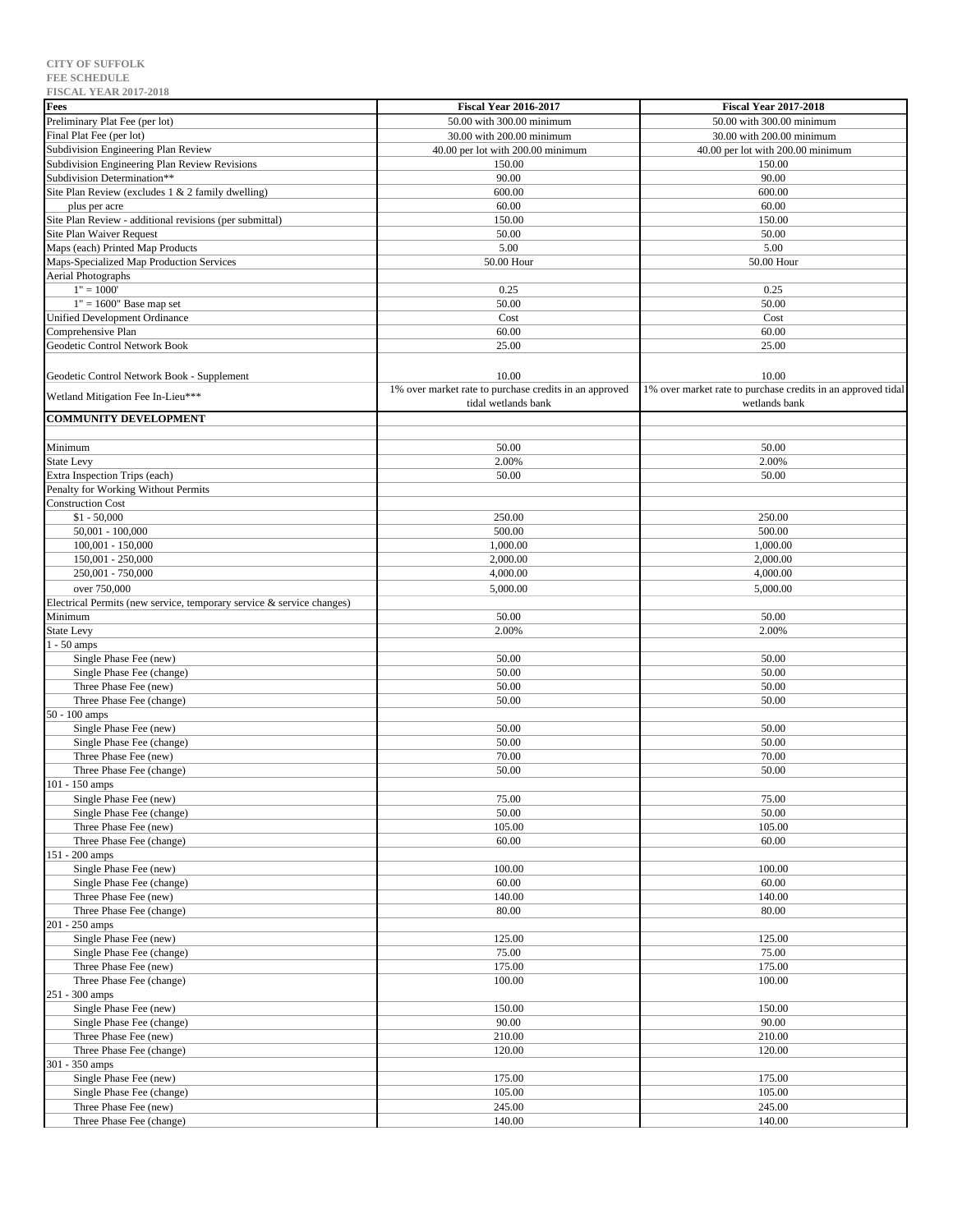**CITY OF SUFFOLK**
**FEE SCHEDULE**
**FISCAL YEAR 2017-2018**

| Fees | Fiscal Year 2016-2017 | Fiscal Year 2017-2018 |
|---|---|---|
| Preliminary Plat Fee (per lot) | 50.00 with 300.00 minimum | 50.00 with 300.00 minimum |
| Final Plat Fee (per lot) | 30.00 with 200.00 minimum | 30.00 with 200.00 minimum |
| Subdivision Engineering Plan Review | 40.00 per lot with 200.00 minimum | 40.00 per lot with 200.00 minimum |
| Subdivision Engineering Plan Review Revisions | 150.00 | 150.00 |
| Subdivision Determination** | 90.00 | 90.00 |
| Site Plan Review (excludes 1 & 2 family dwelling) | 600.00 | 600.00 |
| plus per acre | 60.00 | 60.00 |
| Site Plan Review - additional revisions (per submittal) | 150.00 | 150.00 |
| Site Plan Waiver Request | 50.00 | 50.00 |
| Maps (each) Printed Map Products | 5.00 | 5.00 |
| Maps-Specialized Map Production Services | 50.00 Hour | 50.00 Hour |
| Aerial Photographs | | |
| 1" = 1000' | 0.25 | 0.25 |
| 1" = 1600" Base map set | 50.00 | 50.00 |
| Unified Development Ordinance | Cost | Cost |
| Comprehensive Plan | 60.00 | 60.00 |
| Geodetic Control Network Book | 25.00 | 25.00 |
| Geodetic Control Network Book - Supplement | 10.00 | 10.00 |
| Wetland Mitigation Fee In-Lieu*** | 1% over market rate to purchase credits in an approved tidal wetlands bank | 1% over market rate to purchase credits in an approved tidal wetlands bank |
| **COMMUNITY DEVELOPMENT** | | |
| | | |
| Minimum | 50.00 | 50.00 |
| State Levy | 2.00% | 2.00% |
| Extra Inspection Trips (each) | 50.00 | 50.00 |
| Penalty for Working Without Permits | | |
| Construction Cost | | |
| $1 - 50,000 | 250.00 | 250.00 |
| 50,001 - 100,000 | 500.00 | 500.00 |
| 100,001 - 150,000 | 1,000.00 | 1,000.00 |
| 150,001 - 250,000 | 2,000.00 | 2,000.00 |
| 250,001 - 750,000 | 4,000.00 | 4,000.00 |
| over 750,000 | 5,000.00 | 5,000.00 |
| Electrical Permits (new service, temporary service & service changes) | | |
| Minimum | 50.00 | 50.00 |
| State Levy | 2.00% | 2.00% |
| 1 - 50 amps | | |
| Single Phase Fee (new) | 50.00 | 50.00 |
| Single Phase Fee (change) | 50.00 | 50.00 |
| Three Phase Fee (new) | 50.00 | 50.00 |
| Three Phase Fee (change) | 50.00 | 50.00 |
| 50 - 100 amps | | |
| Single Phase Fee (new) | 50.00 | 50.00 |
| Single Phase Fee (change) | 50.00 | 50.00 |
| Three Phase Fee (new) | 70.00 | 70.00 |
| Three Phase Fee (change) | 50.00 | 50.00 |
| 101 - 150 amps | | |
| Single Phase Fee (new) | 75.00 | 75.00 |
| Single Phase Fee (change) | 50.00 | 50.00 |
| Three Phase Fee (new) | 105.00 | 105.00 |
| Three Phase Fee (change) | 60.00 | 60.00 |
| 151 - 200 amps | | |
| Single Phase Fee (new) | 100.00 | 100.00 |
| Single Phase Fee (change) | 60.00 | 60.00 |
| Three Phase Fee (new) | 140.00 | 140.00 |
| Three Phase Fee (change) | 80.00 | 80.00 |
| 201 - 250 amps | | |
| Single Phase Fee (new) | 125.00 | 125.00 |
| Single Phase Fee (change) | 75.00 | 75.00 |
| Three Phase Fee (new) | 175.00 | 175.00 |
| Three Phase Fee (change) | 100.00 | 100.00 |
| 251 - 300 amps | | |
| Single Phase Fee (new) | 150.00 | 150.00 |
| Single Phase Fee (change) | 90.00 | 90.00 |
| Three Phase Fee (new) | 210.00 | 210.00 |
| Three Phase Fee (change) | 120.00 | 120.00 |
| 301 - 350 amps | | |
| Single Phase Fee (new) | 175.00 | 175.00 |
| Single Phase Fee (change) | 105.00 | 105.00 |
| Three Phase Fee (new) | 245.00 | 245.00 |
| Three Phase Fee (change) | 140.00 | 140.00 |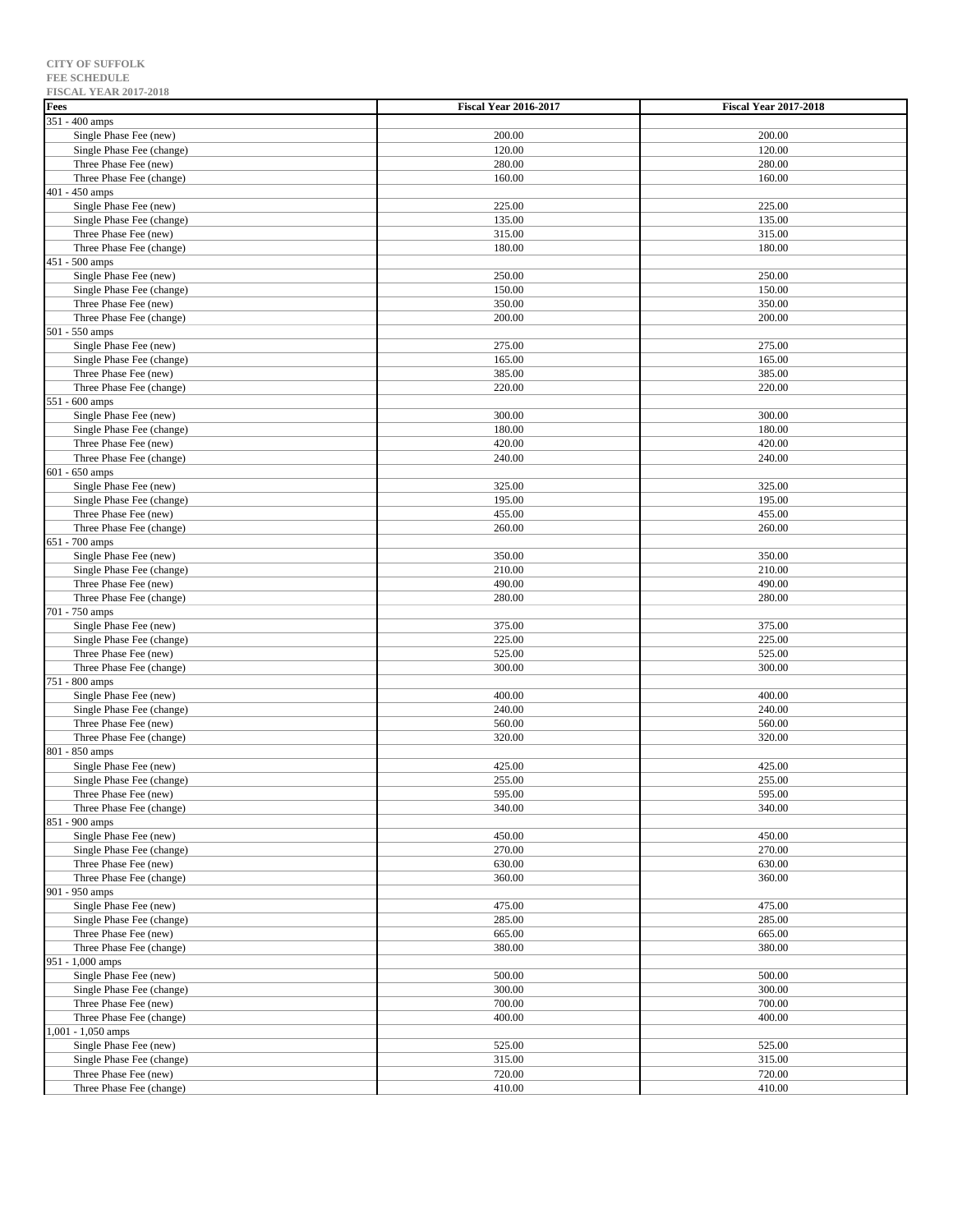**CITY OF SUFFOLK**
**FEE SCHEDULE**
**FISCAL YEAR 2017-2018**

| Fees | Fiscal Year 2016-2017 | Fiscal Year 2017-2018 |
|---|---|---|
| 351 - 400 amps | | |
| Single Phase Fee (new) | 200.00 | 200.00 |
| Single Phase Fee (change) | 120.00 | 120.00 |
| Three Phase Fee (new) | 280.00 | 280.00 |
| Three Phase Fee (change) | 160.00 | 160.00 |
| 401 - 450 amps | | |
| Single Phase Fee (new) | 225.00 | 225.00 |
| Single Phase Fee (change) | 135.00 | 135.00 |
| Three Phase Fee (new) | 315.00 | 315.00 |
| Three Phase Fee (change) | 180.00 | 180.00 |
| 451 - 500 amps | | |
| Single Phase Fee (new) | 250.00 | 250.00 |
| Single Phase Fee (change) | 150.00 | 150.00 |
| Three Phase Fee (new) | 350.00 | 350.00 |
| Three Phase Fee (change) | 200.00 | 200.00 |
| 501 - 550 amps | | |
| Single Phase Fee (new) | 275.00 | 275.00 |
| Single Phase Fee (change) | 165.00 | 165.00 |
| Three Phase Fee (new) | 385.00 | 385.00 |
| Three Phase Fee (change) | 220.00 | 220.00 |
| 551 - 600 amps | | |
| Single Phase Fee (new) | 300.00 | 300.00 |
| Single Phase Fee (change) | 180.00 | 180.00 |
| Three Phase Fee (new) | 420.00 | 420.00 |
| Three Phase Fee (change) | 240.00 | 240.00 |
| 601 - 650 amps | | |
| Single Phase Fee (new) | 325.00 | 325.00 |
| Single Phase Fee (change) | 195.00 | 195.00 |
| Three Phase Fee (new) | 455.00 | 455.00 |
| Three Phase Fee (change) | 260.00 | 260.00 |
| 651 - 700 amps | | |
| Single Phase Fee (new) | 350.00 | 350.00 |
| Single Phase Fee (change) | 210.00 | 210.00 |
| Three Phase Fee (new) | 490.00 | 490.00 |
| Three Phase Fee (change) | 280.00 | 280.00 |
| 701 - 750 amps | | |
| Single Phase Fee (new) | 375.00 | 375.00 |
| Single Phase Fee (change) | 225.00 | 225.00 |
| Three Phase Fee (new) | 525.00 | 525.00 |
| Three Phase Fee (change) | 300.00 | 300.00 |
| 751 - 800 amps | | |
| Single Phase Fee (new) | 400.00 | 400.00 |
| Single Phase Fee (change) | 240.00 | 240.00 |
| Three Phase Fee (new) | 560.00 | 560.00 |
| Three Phase Fee (change) | 320.00 | 320.00 |
| 801 - 850 amps | | |
| Single Phase Fee (new) | 425.00 | 425.00 |
| Single Phase Fee (change) | 255.00 | 255.00 |
| Three Phase Fee (new) | 595.00 | 595.00 |
| Three Phase Fee (change) | 340.00 | 340.00 |
| 851 - 900 amps | | |
| Single Phase Fee (new) | 450.00 | 450.00 |
| Single Phase Fee (change) | 270.00 | 270.00 |
| Three Phase Fee (new) | 630.00 | 630.00 |
| Three Phase Fee (change) | 360.00 | 360.00 |
| 901 - 950 amps | | |
| Single Phase Fee (new) | 475.00 | 475.00 |
| Single Phase Fee (change) | 285.00 | 285.00 |
| Three Phase Fee (new) | 665.00 | 665.00 |
| Three Phase Fee (change) | 380.00 | 380.00 |
| 951 - 1,000 amps | | |
| Single Phase Fee (new) | 500.00 | 500.00 |
| Single Phase Fee (change) | 300.00 | 300.00 |
| Three Phase Fee (new) | 700.00 | 700.00 |
| Three Phase Fee (change) | 400.00 | 400.00 |
| 1,001 - 1,050 amps | | |
| Single Phase Fee (new) | 525.00 | 525.00 |
| Single Phase Fee (change) | 315.00 | 315.00 |
| Three Phase Fee (new) | 720.00 | 720.00 |
| Three Phase Fee (change) | 410.00 | 410.00 |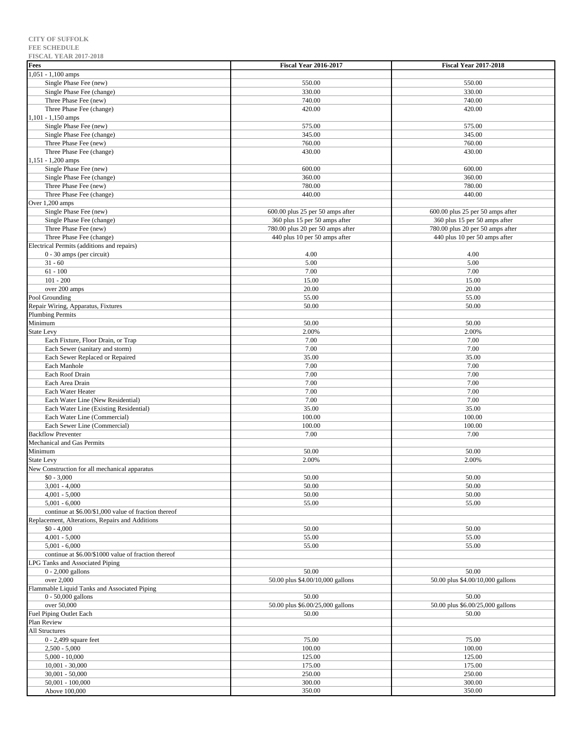**CITY OF SUFFOLK**
**FEE SCHEDULE**
**FISCAL YEAR 2017-2018**

| Fees | Fiscal Year 2016-2017 | Fiscal Year 2017-2018 |
|---|---|---|
| 1,051 - 1,100 amps | | |
| Single Phase Fee (new) | 550.00 | 550.00 |
| Single Phase Fee (change) | 330.00 | 330.00 |
| Three Phase Fee (new) | 740.00 | 740.00 |
| Three Phase Fee (change) | 420.00 | 420.00 |
| 1,101 - 1,150 amps | | |
| Single Phase Fee (new) | 575.00 | 575.00 |
| Single Phase Fee (change) | 345.00 | 345.00 |
| Three Phase Fee (new) | 760.00 | 760.00 |
| Three Phase Fee (change) | 430.00 | 430.00 |
| 1,151 - 1,200 amps | | |
| Single Phase Fee (new) | 600.00 | 600.00 |
| Single Phase Fee (change) | 360.00 | 360.00 |
| Three Phase Fee (new) | 780.00 | 780.00 |
| Three Phase Fee (change) | 440.00 | 440.00 |
| Over 1,200 amps | | |
| Single Phase Fee (new) | 600.00 plus 25 per 50 amps after | 600.00 plus 25 per 50 amps after |
| Single Phase Fee (change) | 360 plus 15 per 50 amps after | 360 plus 15 per 50 amps after |
| Three Phase Fee (new) | 780.00 plus 20 per 50 amps after | 780.00 plus 20 per 50 amps after |
| Three Phase Fee (change) | 440 plus 10 per 50 amps after | 440 plus 10 per 50 amps after |
| Electrical Permits (additions and repairs) | | |
| 0 - 30 amps (per circuit) | 4.00 | 4.00 |
| 31 - 60 | 5.00 | 5.00 |
| 61 - 100 | 7.00 | 7.00 |
| 101 - 200 | 15.00 | 15.00 |
| over 200 amps | 20.00 | 20.00 |
| Pool Grounding | 55.00 | 55.00 |
| Repair Wiring, Apparatus, Fixtures | 50.00 | 50.00 |
| Plumbing Permits | | |
| Minimum | 50.00 | 50.00 |
| State Levy | 2.00% | 2.00% |
| Each Fixture, Floor Drain, or Trap | 7.00 | 7.00 |
| Each Sewer (sanitary and storm) | 7.00 | 7.00 |
| Each Sewer Replaced or Repaired | 35.00 | 35.00 |
| Each Manhole | 7.00 | 7.00 |
| Each Roof Drain | 7.00 | 7.00 |
| Each Area Drain | 7.00 | 7.00 |
| Each Water Heater | 7.00 | 7.00 |
| Each Water Line (New Residential) | 7.00 | 7.00 |
| Each Water Line (Existing Residential) | 35.00 | 35.00 |
| Each Water Line (Commercial) | 100.00 | 100.00 |
| Each Sewer Line (Commercial) | 100.00 | 100.00 |
| Backflow Preventer | 7.00 | 7.00 |
| Mechanical and Gas Permits | | |
| Minimum | 50.00 | 50.00 |
| State Levy | 2.00% | 2.00% |
| New Construction for all mechanical apparatus | | |
| $0 - 3,000 | 50.00 | 50.00 |
| 3,001 - 4,000 | 50.00 | 50.00 |
| 4,001 - 5,000 | 50.00 | 50.00 |
| 5,001 - 6,000 | 55.00 | 55.00 |
| continue at $6.00/$1,000 value of fraction thereof | | |
| Replacement, Alterations, Repairs and Additions | | |
| $0 - 4,000 | 50.00 | 50.00 |
| 4,001 - 5,000 | 55.00 | 55.00 |
| 5,001 - 6,000 | 55.00 | 55.00 |
| continue at $6.00/$1000 value of fraction thereof | | |
| LPG Tanks and Associated Piping | | |
| 0 - 2,000 gallons | 50.00 | 50.00 |
| over 2,000 | 50.00 plus $4.00/10,000 gallons | 50.00 plus $4.00/10,000 gallons |
| Flammable Liquid Tanks and Associated Piping | | |
| 0 - 50,000 gallons | 50.00 | 50.00 |
| over 50,000 | 50.00 plus $6.00/25,000 gallons | 50.00 plus $6.00/25,000 gallons |
| Fuel Piping Outlet Each | 50.00 | 50.00 |
| Plan Review | | |
| All Structures | | |
| 0 - 2,499 square feet | 75.00 | 75.00 |
| 2,500 - 5,000 | 100.00 | 100.00 |
| 5,000 - 10,000 | 125.00 | 125.00 |
| 10,001 - 30,000 | 175.00 | 175.00 |
| 30,001 - 50,000 | 250.00 | 250.00 |
| 50,001 - 100,000 | 300.00 | 300.00 |
| Above 100,000 | 350.00 | 350.00 |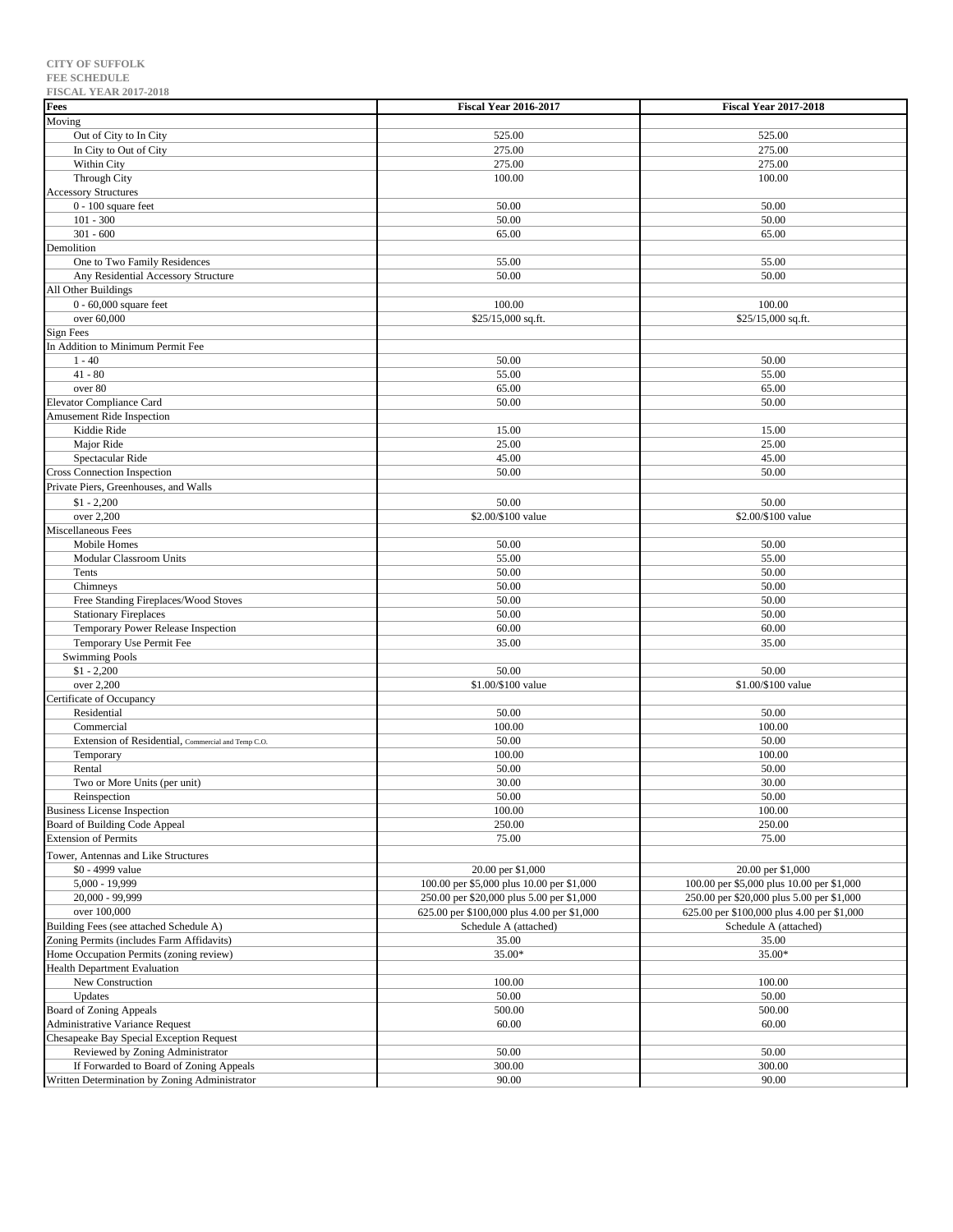**CITY OF SUFFOLK**
**FEE SCHEDULE**
**FISCAL YEAR 2017-2018**

| Fees | Fiscal Year 2016-2017 | Fiscal Year 2017-2018 |
|---|---|---|
| Moving | | |
| Out of City to In City | 525.00 | 525.00 |
| In City to Out of City | 275.00 | 275.00 |
| Within City | 275.00 | 275.00 |
| Through City | 100.00 | 100.00 |
| Accessory Structures | | |
| 0 - 100 square feet | 50.00 | 50.00 |
| 101 - 300 | 50.00 | 50.00 |
| 301 - 600 | 65.00 | 65.00 |
| Demolition | | |
| One to Two Family Residences | 55.00 | 55.00 |
| Any Residential Accessory Structure | 50.00 | 50.00 |
| All Other Buildings | | |
| 0 - 60,000 square feet | 100.00 | 100.00 |
| over 60,000 | $25/15,000 sq.ft. | $25/15,000 sq.ft. |
| Sign Fees | | |
| In Addition to Minimum Permit Fee | | |
| 1 - 40 | 50.00 | 50.00 |
| 41 - 80 | 55.00 | 55.00 |
| over 80 | 65.00 | 65.00 |
| Elevator Compliance Card | 50.00 | 50.00 |
| Amusement Ride Inspection | | |
| Kiddie Ride | 15.00 | 15.00 |
| Major Ride | 25.00 | 25.00 |
| Spectacular Ride | 45.00 | 45.00 |
| Cross Connection Inspection | 50.00 | 50.00 |
| Private Piers, Greenhouses, and Walls | | |
| $1 - 2,200 | 50.00 | 50.00 |
| over 2,200 | $2.00/$100 value | $2.00/$100 value |
| Miscellaneous Fees | | |
| Mobile Homes | 50.00 | 50.00 |
| Modular Classroom Units | 55.00 | 55.00 |
| Tents | 50.00 | 50.00 |
| Chimneys | 50.00 | 50.00 |
| Free Standing Fireplaces/Wood Stoves | 50.00 | 50.00 |
| Stationary Fireplaces | 50.00 | 50.00 |
| Temporary Power Release Inspection | 60.00 | 60.00 |
| Temporary Use Permit Fee | 35.00 | 35.00 |
| Swimming Pools | | |
| $1 - 2,200 | 50.00 | 50.00 |
| over 2,200 | $1.00/$100 value | $1.00/$100 value |
| Certificate of Occupancy | | |
| Residential | 50.00 | 50.00 |
| Commercial | 100.00 | 100.00 |
| Extension of Residential, Commercial and Temp C.O. | 50.00 | 50.00 |
| Temporary | 100.00 | 100.00 |
| Rental | 50.00 | 50.00 |
| Two or More Units (per unit) | 30.00 | 30.00 |
| Reinspection | 50.00 | 50.00 |
| Business License Inspection | 100.00 | 100.00 |
| Board of Building Code Appeal | 250.00 | 250.00 |
| Extension of Permits | 75.00 | 75.00 |
| Tower, Antennas and Like Structures | | |
| $0 - 4999 value | 20.00 per $1,000 | 20.00 per $1,000 |
| 5,000 - 19,999 | 100.00 per $5,000 plus 10.00 per $1,000 | 100.00 per $5,000 plus 10.00 per $1,000 |
| 20,000 - 99,999 | 250.00 per $20,000 plus 5.00 per $1,000 | 250.00 per $20,000 plus 5.00 per $1,000 |
| over 100,000 | 625.00 per $100,000 plus 4.00 per $1,000 | 625.00 per $100,000 plus 4.00 per $1,000 |
| Building Fees (see attached Schedule A) | Schedule A (attached) | Schedule A (attached) |
| Zoning Permits (includes Farm Affidavits) | 35.00 | 35.00 |
| Home Occupation Permits (zoning review) | 35.00* | 35.00* |
| Health Department Evaluation | | |
| New Construction | 100.00 | 100.00 |
| Updates | 50.00 | 50.00 |
| Board of Zoning Appeals | 500.00 | 500.00 |
| Administrative Variance Request | 60.00 | 60.00 |
| Chesapeake Bay Special Exception Request | | |
| Reviewed by Zoning Administrator | 50.00 | 50.00 |
| If Forwarded to Board of Zoning Appeals | 300.00 | 300.00 |
| Written Determination by Zoning Administrator | 90.00 | 90.00 |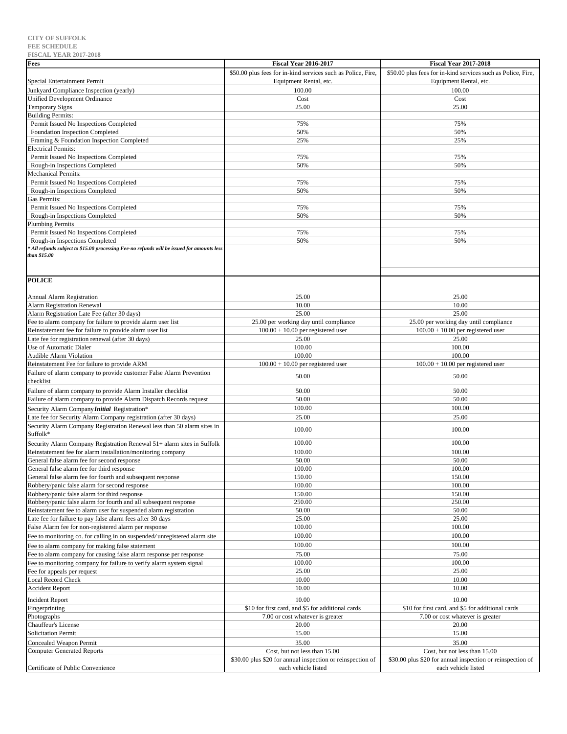**CITY OF SUFFOLK**
**FEE SCHEDULE**
**FISCAL YEAR 2017-2018**

| Fees | Fiscal Year 2016-2017 | Fiscal Year 2017-2018 |
|---|---|---|
| Special Entertainment Permit | $50.00 plus fees for in-kind services such as Police, Fire, Equipment Rental, etc. | $50.00 plus fees for in-kind services such as Police, Fire, Equipment Rental, etc. |
| Junkyard Compliance Inspection (yearly) | 100.00 | 100.00 |
| Unified Development Ordinance | Cost | Cost |
| Temporary Signs | 25.00 | 25.00 |
| Building Permits: | | |
| Permit Issued No Inspections Completed | 75% | 75% |
| Foundation Inspection Completed | 50% | 50% |
| Framing & Foundation Inspection Completed | 25% | 25% |
| Electrical Permits: | | |
| Permit Issued No Inspections Completed | 75% | 75% |
| Rough-in Inspections Completed | 50% | 50% |
| Mechanical Permits: | | |
| Permit Issued No Inspections Completed | 75% | 75% |
| Rough-in Inspections Completed | 50% | 50% |
| Gas Permits: | | |
| Permit Issued No Inspections Completed | 75% | 75% |
| Rough-in Inspections Completed | 50% | 50% |
| Plumbing Permits | | |
| Permit Issued No Inspections Completed | 75% | 75% |
| Rough-in Inspections Completed | 50% | 50% |
| *\* All refunds subject to $15.00 processing Fee-no refunds will be issued for amounts less than $15.00* | | |
| **POLICE** | | |
| Annual Alarm Registration | 25.00 | 25.00 |
| Alarm Registration Renewal | 10.00 | 10.00 |
| Alarm Registration Late Fee (after 30 days) | 25.00 | 25.00 |
| Fee to alarm company for failure to provide alarm user list | 25.00 per working day until compliance | 25.00 per working day until compliance |
| Reinstatement fee for failure to provide alarm user list | 100.00 + 10.00 per registered user | 100.00 + 10.00 per registered user |
| Late fee for registration renewal (after 30 days) | 25.00 | 25.00 |
| Use of Automatic Dialer | 100.00 | 100.00 |
| Audible Alarm Violation | 100.00 | 100.00 |
| Reinstatement Fee for failure to provide ARM | 100.00 + 10.00 per registered user | 100.00 + 10.00 per registered user |
| Failure of alarm company to provide customer False Alarm Prevention checklist | 50.00 | 50.00 |
| Failure of alarm company to provide Alarm Installer checklist | 50.00 | 50.00 |
| Failure of alarm company to provide Alarm Dispatch Records request | 50.00 | 50.00 |
| Security Alarm Company ***Initial*** Registration* | 100.00 | 100.00 |
| Late fee for Security Alarm Company registration (after 30 days) | 25.00 | 25.00 |
| Security Alarm Company Registration Renewal less than 50 alarm sites in Suffolk* | 100.00 | 100.00 |
| Security Alarm Company Registration Renewal 51+ alarm sites in Suffolk | 100.00 | 100.00 |
| Reinstatement fee for alarm installation/monitoring company | 100.00 | 100.00 |
| General false alarm fee for second response | 50.00 | 50.00 |
| General false alarm fee for third response | 100.00 | 100.00 |
| General false alarm fee for fourth and subsequent response | 150.00 | 150.00 |
| Robbery/panic false alarm for second response | 100.00 | 100.00 |
| Robbery/panic false alarm for third response | 150.00 | 150.00 |
| Robbery/panic false alarm for fourth and all subsequent response | 250.00 | 250.00 |
| Reinstatement fee to alarm user for suspended alarm registration | 50.00 | 50.00 |
| Late fee for failure to pay false alarm fees after 30 days | 25.00 | 25.00 |
| False Alarm fee for non-registered alarm per response | 100.00 | 100.00 |
| Fee to monitoring co. for calling in on suspended/unregistered alarm site | 100.00 | 100.00 |
| Fee to alarm company for making false statement | 100.00 | 100.00 |
| Fee to alarm company for causing false alarm response per response | 75.00 | 75.00 |
| Fee to monitoring company for failure to verify alarm system signal | 100.00 | 100.00 |
| Fee for appeals per request | 25.00 | 25.00 |
| Local Record Check | 10.00 | 10.00 |
| Accident Report | 10.00 | 10.00 |
| Incident Report | 10.00 | 10.00 |
| Fingerprinting | $10 for first card, and $5 for additional cards | $10 for first card, and $5 for additional cards |
| Photographs | 7.00 or cost whatever is greater | 7.00 or cost whatever is greater |
| Chauffeur's License | 20.00 | 20.00 |
| Solicitation Permit | 15.00 | 15.00 |
| Concealed Weapon Permit | 35.00 | 35.00 |
| Computer Generated Reports | Cost, but not less than 15.00 | Cost, but not less than 15.00 |
| Certificate of Public Convenience | $30.00 plus $20 for annual inspection or reinspection of each vehicle listed | $30.00 plus $20 for annual inspection or reinspection of each vehicle listed |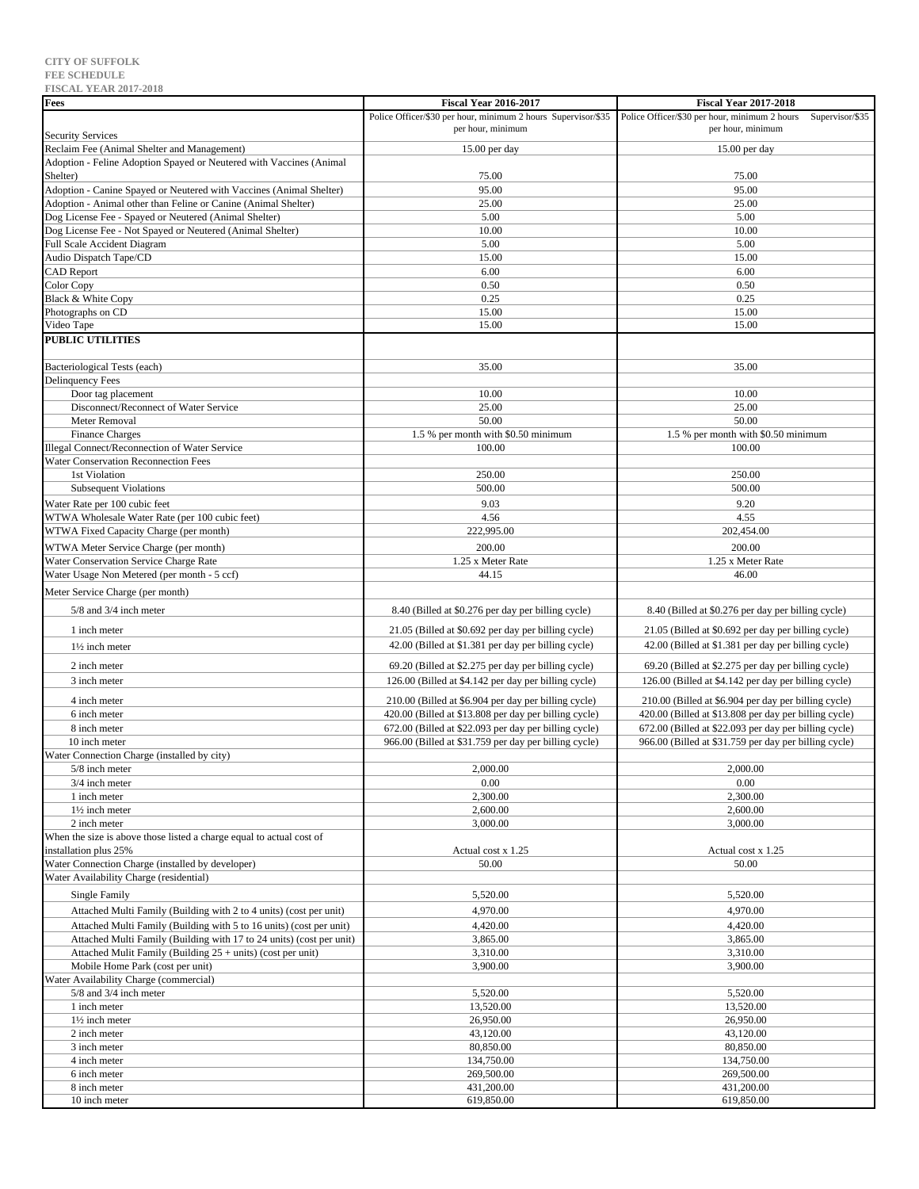CITY OF SUFFOLK
FEE SCHEDULE
FISCAL YEAR 2017-2018

| Fees | Fiscal Year 2016-2017 | Fiscal Year 2017-2018 |
|---|---|---|
| Security Services | Police Officer/$30 per hour, minimum 2 hours Supervisor/$35 per hour, minimum | Police Officer/$30 per hour, minimum 2 hours Supervisor/$35 per hour, minimum |
| Reclaim Fee (Animal Shelter and Management) | 15.00 per day | 15.00 per day |
| Adoption - Feline Adoption Spayed or Neutered with Vaccines (Animal Shelter) | 75.00 | 75.00 |
| Adoption - Canine Spayed or Neutered with Vaccines (Animal Shelter) | 95.00 | 95.00 |
| Adoption - Animal other than Feline or Canine (Animal Shelter) | 25.00 | 25.00 |
| Dog License Fee - Spayed or Neutered (Animal Shelter) | 5.00 | 5.00 |
| Dog License Fee - Not Spayed or Neutered (Animal Shelter) | 10.00 | 10.00 |
| Full Scale Accident Diagram | 5.00 | 5.00 |
| Audio Dispatch Tape/CD | 15.00 | 15.00 |
| CAD Report | 6.00 | 6.00 |
| Color Copy | 0.50 | 0.50 |
| Black & White Copy | 0.25 | 0.25 |
| Photographs on CD | 15.00 | 15.00 |
| Video Tape | 15.00 | 15.00 |
| **PUBLIC UTILITIES** | | |
| Bacteriological Tests (each) | 35.00 | 35.00 |
| Delinquency Fees | | |
| Door tag placement | 10.00 | 10.00 |
| Disconnect/Reconnect of Water Service | 25.00 | 25.00 |
| Meter Removal | 50.00 | 50.00 |
| Finance Charges | 1.5 % per month with $0.50 minimum | 1.5 % per month with $0.50 minimum |
| Illegal Connect/Reconnection of Water Service | 100.00 | 100.00 |
| Water Conservation Reconnection Fees | | |
| 1st Violation | 250.00 | 250.00 |
| Subsequent Violations | 500.00 | 500.00 |
| Water Rate per 100 cubic feet | 9.03 | 9.20 |
| WTWA Wholesale Water Rate (per 100 cubic feet) | 4.56 | 4.55 |
| WTWA Fixed Capacity Charge (per month) | 222,995.00 | 202,454.00 |
| WTWA Meter Service Charge (per month) | 200.00 | 200.00 |
| Water Conservation Service Charge Rate | 1.25 x Meter Rate | 1.25 x Meter Rate |
| Water Usage Non Metered (per month - 5 ccf) | 44.15 | 46.00 |
| Meter Service Charge (per month) | | |
| 5/8 and 3/4 inch meter | 8.40 (Billed at $0.276 per day per billing cycle) | 8.40 (Billed at $0.276 per day per billing cycle) |
| 1 inch meter | 21.05 (Billed at $0.692 per day per billing cycle) | 21.05 (Billed at $0.692 per day per billing cycle) |
| 1½ inch meter | 42.00 (Billed at $1.381 per day per billing cycle) | 42.00 (Billed at $1.381 per day per billing cycle) |
| 2 inch meter | 69.20 (Billed at $2.275 per day per billing cycle) | 69.20 (Billed at $2.275 per day per billing cycle) |
| 3 inch meter | 126.00 (Billed at $4.142 per day per billing cycle) | 126.00 (Billed at $4.142 per day per billing cycle) |
| 4 inch meter | 210.00 (Billed at $6.904 per day per billing cycle) | 210.00 (Billed at $6.904 per day per billing cycle) |
| 6 inch meter | 420.00 (Billed at $13.808 per day per billing cycle) | 420.00 (Billed at $13.808 per day per billing cycle) |
| 8 inch meter | 672.00 (Billed at $22.093 per day per billing cycle) | 672.00 (Billed at $22.093 per day per billing cycle) |
| 10 inch meter | 966.00 (Billed at $31.759 per day per billing cycle) | 966.00 (Billed at $31.759 per day per billing cycle) |
| Water Connection Charge (installed by city) | | |
| 5/8 inch meter | 2,000.00 | 2,000.00 |
| 3/4 inch meter | 0.00 | 0.00 |
| 1 inch meter | 2,300.00 | 2,300.00 |
| 1½ inch meter | 2,600.00 | 2,600.00 |
| 2 inch meter | 3,000.00 | 3,000.00 |
| When the size is above those listed a charge equal to actual cost of installation plus 25% | Actual cost x 1.25 | Actual cost x 1.25 |
| Water Connection Charge (installed by developer) | 50.00 | 50.00 |
| Water Availability Charge (residential) | | |
| Single Family | 5,520.00 | 5,520.00 |
| Attached Multi Family (Building with 2 to 4 units) (cost per unit) | 4,970.00 | 4,970.00 |
| Attached Multi Family (Building with 5 to 16 units) (cost per unit) | 4,420.00 | 4,420.00 |
| Attached Multi Family (Building with 17 to 24 units) (cost per unit) | 3,865.00 | 3,865.00 |
| Attached Mulit Family (Building 25 + units) (cost per unit) | 3,310.00 | 3,310.00 |
| Mobile Home Park (cost per unit) | 3,900.00 | 3,900.00 |
| Water Availability Charge (commercial) | | |
| 5/8 and 3/4 inch meter | 5,520.00 | 5,520.00 |
| 1 inch meter | 13,520.00 | 13,520.00 |
| 1½ inch meter | 26,950.00 | 26,950.00 |
| 2 inch meter | 43,120.00 | 43,120.00 |
| 3 inch meter | 80,850.00 | 80,850.00 |
| 4 inch meter | 134,750.00 | 134,750.00 |
| 6 inch meter | 269,500.00 | 269,500.00 |
| 8 inch meter | 431,200.00 | 431,200.00 |
| 10 inch meter | 619,850.00 | 619,850.00 |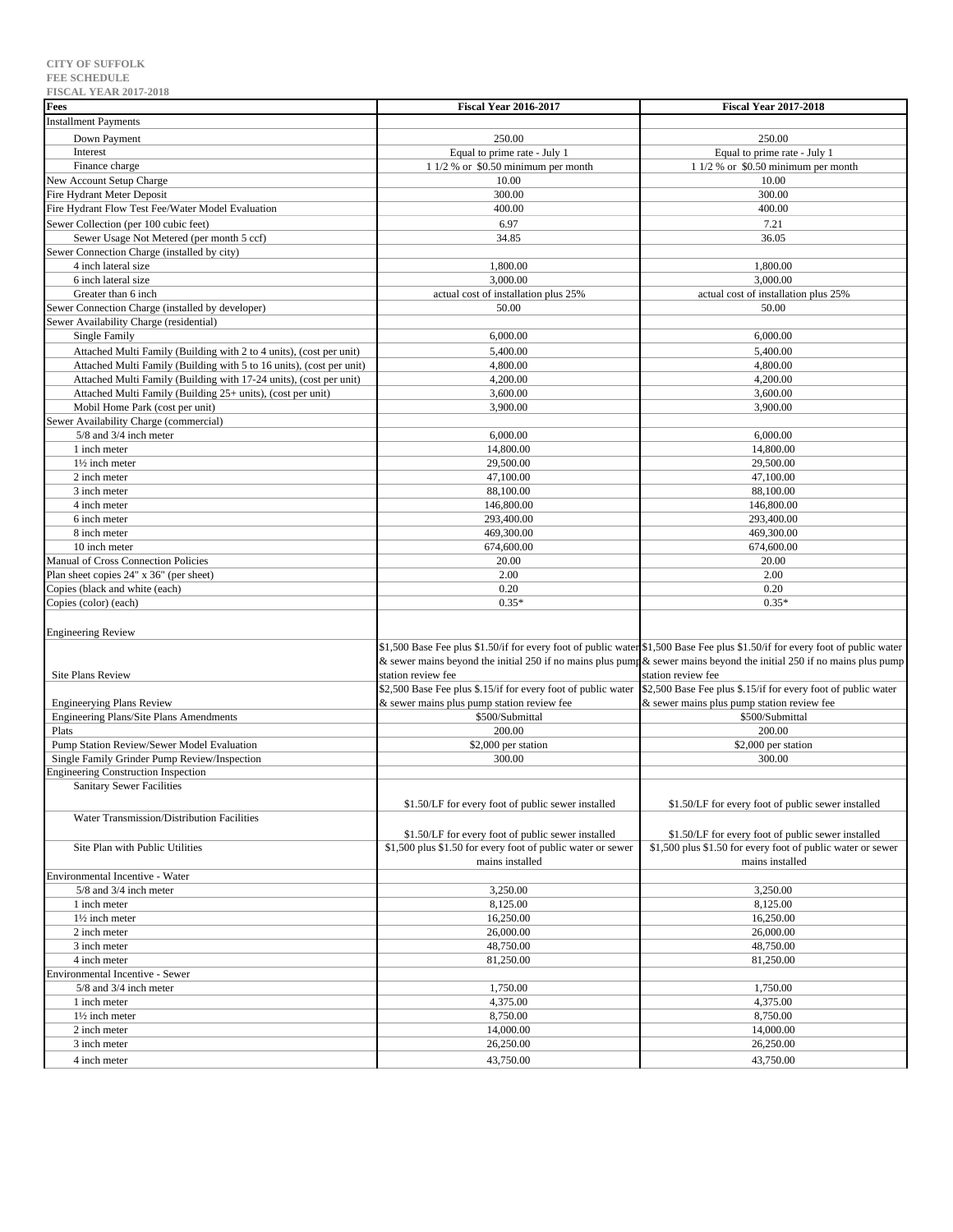CITY OF SUFFOLK
FEE SCHEDULE
FISCAL YEAR 2017-2018

| Fees | Fiscal Year 2016-2017 | Fiscal Year 2017-2018 |
|---|---|---|
| Installment Payments | | |
| Down Payment | 250.00 | 250.00 |
| Interest | Equal to prime rate - July 1 | Equal to prime rate - July 1 |
| Finance charge | 1 1/2 % or $0.50 minimum per month | 1 1/2 % or $0.50 minimum per month |
| New Account Setup Charge | 10.00 | 10.00 |
| Fire Hydrant Meter Deposit | 300.00 | 300.00 |
| Fire Hydrant Flow Test Fee/Water Model Evaluation | 400.00 | 400.00 |
| Sewer Collection (per 100 cubic feet) | 6.97 | 7.21 |
| Sewer Usage Not Metered (per month 5 ccf) | 34.85 | 36.05 |
| Sewer Connection Charge (installed by city) | | |
| 4 inch lateral size | 1,800.00 | 1,800.00 |
| 6 inch lateral size | 3,000.00 | 3,000.00 |
| Greater than 6 inch | actual cost of installation plus 25% | actual cost of installation plus 25% |
| Sewer Connection Charge (installed by developer) | 50.00 | 50.00 |
| Sewer Availability Charge (residential) | | |
| Single Family | 6,000.00 | 6,000.00 |
| Attached Multi Family (Building with 2 to 4 units), (cost per unit) | 5,400.00 | 5,400.00 |
| Attached Multi Family (Building with 5 to 16 units), (cost per unit) | 4,800.00 | 4,800.00 |
| Attached Multi Family (Building with 17-24 units), (cost per unit) | 4,200.00 | 4,200.00 |
| Attached Multi Family (Building 25+ units), (cost per unit) | 3,600.00 | 3,600.00 |
| Mobil Home Park (cost per unit) | 3,900.00 | 3,900.00 |
| Sewer Availability Charge (commercial) | | |
| 5/8 and 3/4 inch meter | 6,000.00 | 6,000.00 |
| 1 inch meter | 14,800.00 | 14,800.00 |
| 1½ inch meter | 29,500.00 | 29,500.00 |
| 2 inch meter | 47,100.00 | 47,100.00 |
| 3 inch meter | 88,100.00 | 88,100.00 |
| 4 inch meter | 146,800.00 | 146,800.00 |
| 6 inch meter | 293,400.00 | 293,400.00 |
| 8 inch meter | 469,300.00 | 469,300.00 |
| 10 inch meter | 674,600.00 | 674,600.00 |
| Manual of Cross Connection Policies | 20.00 | 20.00 |
| Plan sheet copies 24" x 36" (per sheet) | 2.00 | 2.00 |
| Copies (black and white (each) | 0.20 | 0.20 |
| Copies (color) (each) | 0.35* | 0.35* |
| Engineering Review | | |
| Site Plans Review | $1,500 Base Fee plus $1.50/if for every foot of public water & sewer mains beyond the initial 250 if no mains plus pump station review fee | $1,500 Base Fee plus $1.50/if for every foot of public water & sewer mains beyond the initial 250 if no mains plus pump station review fee |
| Engineerying Plans Review | $2,500 Base Fee plus $.15/if for every foot of public water & sewer mains plus pump station review fee | $2,500 Base Fee plus $.15/if for every foot of public water & sewer mains plus pump station review fee |
| Engineering Plans/Site Plans Amendments | $500/Submittal | $500/Submittal |
| Plats | 200.00 | 200.00 |
| Pump Station Review/Sewer Model Evaluation | $2,000 per station | $2,000 per station |
| Single Family Grinder Pump Review/Inspection | 300.00 | 300.00 |
| Engineering Construction Inspection | | |
| Sanitary Sewer Facilities | $1.50/LF for every foot of public sewer installed | $1.50/LF for every foot of public sewer installed |
| Water Transmission/Distribution Facilities | $1.50/LF for every foot of public sewer installed | $1.50/LF for every foot of public sewer installed |
| Site Plan with Public Utilities | $1,500 plus $1.50 for every foot of public water or sewer mains installed | $1,500 plus $1.50 for every foot of public water or sewer mains installed |
| Environmental Incentive - Water | | |
| 5/8 and 3/4 inch meter | 3,250.00 | 3,250.00 |
| 1 inch meter | 8,125.00 | 8,125.00 |
| 1½ inch meter | 16,250.00 | 16,250.00 |
| 2 inch meter | 26,000.00 | 26,000.00 |
| 3 inch meter | 48,750.00 | 48,750.00 |
| 4 inch meter | 81,250.00 | 81,250.00 |
| Environmental Incentive - Sewer | | |
| 5/8 and 3/4 inch meter | 1,750.00 | 1,750.00 |
| 1 inch meter | 4,375.00 | 4,375.00 |
| 1½ inch meter | 8,750.00 | 8,750.00 |
| 2 inch meter | 14,000.00 | 14,000.00 |
| 3 inch meter | 26,250.00 | 26,250.00 |
| 4 inch meter | 43,750.00 | 43,750.00 |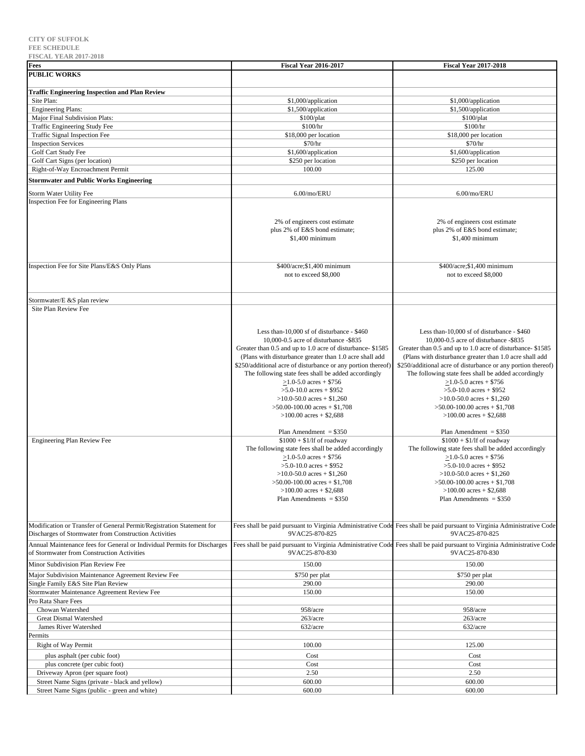**CITY OF SUFFOLK**
**FEE SCHEDULE**
**FISCAL YEAR 2017-2018**

| Fees | Fiscal Year 2016-2017 | Fiscal Year 2017-2018 |
|---|---|---|
| **PUBLIC WORKS** | | |
| | | |
| **Traffic Engineering Inspection and Plan Review** | | |
| Site Plan: | $1,000/application | $1,000/application |
| Engineering Plans: | $1,500/application | $1,500/application |
| Major Final Subdivision Plats: | $100/plat | $100/plat |
| Traffic Engineering Study Fee | $100/hr | $100/hr |
| Traffic Signal Inspection Fee | $18,000 per location | $18,000 per location |
| Inspection Services | $70/hr | $70/hr |
| Golf Cart Study Fee | $1,600/application | $1,600/application |
| Golf Cart Signs (per location) | $250 per location | $250 per location |
| Right-of-Way Encroachment Permit | 100.00 | 125.00 |
| **Stormwater and Public Works Engineering** | | |
| Storm Water Utility Fee | 6.00/mo/ERU | 6.00/mo/ERU |
| Inspection Fee for Engineering Plans | 2% of engineers cost estimate plus 2% of E&S bond estimate; $1,400 minimum | 2% of engineers cost estimate plus 2% of E&S bond estimate; $1,400 minimum |
| Inspection Fee for Site Plans/E&S Only Plans | $400/acre;$1,400 minimum not to exceed $8,000 | $400/acre;$1,400 minimum not to exceed $8,000 |
| Stormwater/E &S plan review | | |
| Site Plan Review Fee | Less than-10,000 sf of disturbance - $460<br>10,000-0.5 acre of disturbance -$835<br>Greater than 0.5 and up to 1.0 acre of disturbance- $1585<br>(Plans with disturbance greater than 1.0 acre shall add $250/additional acre of disturbance or any portion thereof)<br>The following state fees shall be added accordingly<br>≥1.0-5.0 acres + $756<br>>5.0-10.0 acres + $952<br>>10.0-50.0 acres + $1,260<br>>50.00-100.00 acres + $1,708<br>>100.00 acres + $2,688<br><br>Plan Amendment = $350 | Less than-10,000 sf of disturbance - $460<br>10,000-0.5 acre of disturbance -$835<br>Greater than 0.5 and up to 1.0 acre of disturbance- $1585<br>(Plans with disturbance greater than 1.0 acre shall add $250/additional acre of disturbance or any portion thereof)<br>The following state fees shall be added accordingly<br>≥1.0-5.0 acres + $756<br>>5.0-10.0 acres + $952<br>>10.0-50.0 acres + $1,260<br>>50.00-100.00 acres + $1,708<br>>100.00 acres + $2,688<br><br>Plan Amendment = $350 |
| Engineering Plan Review Fee | $1000 + $1/lf of roadway<br>The following state fees shall be added accordingly<br>≥1.0-5.0 acres + $756<br>>5.0-10.0 acres + $952<br>>10.0-50.0 acres + $1,260<br>>50.00-100.00 acres + $1,708<br>>100.00 acres + $2,688<br>Plan Amendments = $350 | $1000 + $1/lf of roadway<br>The following state fees shall be added accordingly<br>≥1.0-5.0 acres + $756<br>>5.0-10.0 acres + $952<br>>10.0-50.0 acres + $1,260<br>>50.00-100.00 acres + $1,708<br>>100.00 acres + $2,688<br>Plan Amendments = $350 |
| Modification or Transfer of General Permit/Registration Statement for Discharges of Stormwater from Construction Activities | Fees shall be paid pursuant to Virginia Administrative Code 9VAC25-870-825 | Fees shall be paid pursuant to Virginia Administrative Code 9VAC25-870-825 |
| Annual Maintenance fees for General or Individual Permits for Discharges of Stormwater from Construction Activities | Fees shall be paid pursuant to Virginia Administrative Code 9VAC25-870-830 | Fees shall be paid pursuant to Virginia Administrative Code 9VAC25-870-830 |
| Minor Subdivision Plan Review Fee | 150.00 | 150.00 |
| Major Subdivision Maintenance Agreement Review Fee | $750 per plat | $750 per plat |
| Single Family E&S Site Plan Review | 290.00 | 290.00 |
| Stormwater Maintenance Agreement Review Fee | 150.00 | 150.00 |
| Pro Rata Share Fees | | |
| Chowan Watershed | 958/acre | 958/acre |
| Great Dismal Watershed | 263/acre | 263/acre |
| James River Watershed | 632/acre | 632/acre |
| Permits | | |
| Right of Way Permit | 100.00 | 125.00 |
| plus asphalt (per cubic foot) | Cost | Cost |
| plus concrete (per cubic foot) | Cost | Cost |
| Driveway Apron (per square foot) | 2.50 | 2.50 |
| Street Name Signs (private - black and yellow) | 600.00 | 600.00 |
| Street Name Signs (public - green and white) | 600.00 | 600.00 |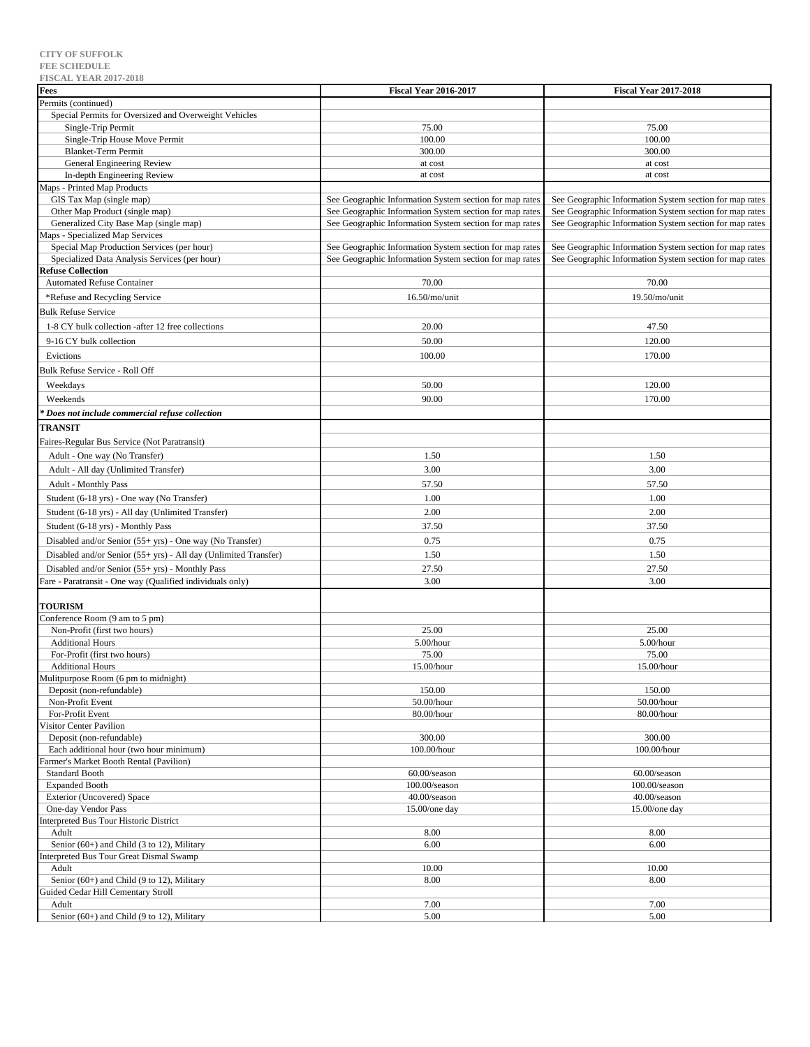**CITY OF SUFFOLK**
**FEE SCHEDULE**
**FISCAL YEAR 2017-2018**

| Fees | Fiscal Year 2016-2017 | Fiscal Year 2017-2018 |
|---|---|---|
| Permits (continued) | | |
| Special Permits for Oversized and Overweight Vehicles | | |
| Single-Trip Permit | 75.00 | 75.00 |
| Single-Trip House Move Permit | 100.00 | 100.00 |
| Blanket-Term Permit | 300.00 | 300.00 |
| General Engineering Review | at cost | at cost |
| In-depth Engineering Review | at cost | at cost |
| Maps - Printed Map Products | | |
| GIS Tax Map (single map) | See Geographic Information System section for map rates | See Geographic Information System section for map rates |
| Other Map Product (single map) | See Geographic Information System section for map rates | See Geographic Information System section for map rates |
| Generalized City Base Map (single map) | See Geographic Information System section for map rates | See Geographic Information System section for map rates |
| Maps - Specialized Map Services | | |
| Special Map Production Services (per hour) | See Geographic Information System section for map rates | See Geographic Information System section for map rates |
| Specialized Data Analysis Services (per hour) | See Geographic Information System section for map rates | See Geographic Information System section for map rates |
| **Refuse Collection** | | |
| Automated Refuse Container | 70.00 | 70.00 |
| *Refuse and Recycling Service | 16.50/mo/unit | 19.50/mo/unit |
| Bulk Refuse Service | | |
| 1-8 CY bulk collection -after 12 free collections | 20.00 | 47.50 |
| 9-16 CY bulk collection | 50.00 | 120.00 |
| Evictions | 100.00 | 170.00 |
| Bulk Refuse Service - Roll Off | | |
| Weekdays | 50.00 | 120.00 |
| Weekends | 90.00 | 170.00 |
| ***Does not include commercial refuse collection** | | |
| **TRANSIT** | | |
| Faires-Regular Bus Service (Not Paratransit) | | |
| Adult - One way (No Transfer) | 1.50 | 1.50 |
| Adult - All day (Unlimited Transfer) | 3.00 | 3.00 |
| Adult - Monthly Pass | 57.50 | 57.50 |
| Student (6-18 yrs) - One way (No Transfer) | 1.00 | 1.00 |
| Student (6-18 yrs) - All day (Unlimited Transfer) | 2.00 | 2.00 |
| Student (6-18 yrs) - Monthly Pass | 37.50 | 37.50 |
| Disabled and/or Senior (55+ yrs) - One way (No Transfer) | 0.75 | 0.75 |
| Disabled and/or Senior (55+ yrs) - All day (Unlimited Transfer) | 1.50 | 1.50 |
| Disabled and/or Senior (55+ yrs) - Monthly Pass | 27.50 | 27.50 |
| Fare - Paratransit - One way (Qualified individuals only) | 3.00 | 3.00 |
| **TOURISM** | | |
| Conference Room (9 am to 5 pm) | | |
| Non-Profit (first two hours) | 25.00 | 25.00 |
| Additional Hours | 5.00/hour | 5.00/hour |
| For-Profit (first two hours) | 75.00 | 75.00 |
| Additional Hours | 15.00/hour | 15.00/hour |
| Mulitpurpose Room (6 pm to midnight) | | |
| Deposit (non-refundable) | 150.00 | 150.00 |
| Non-Profit Event | 50.00/hour | 50.00/hour |
| For-Profit Event | 80.00/hour | 80.00/hour |
| Visitor Center Pavilion | | |
| Deposit (non-refundable) | 300.00 | 300.00 |
| Each additional hour (two hour minimum) | 100.00/hour | 100.00/hour |
| Farmer's Market Booth Rental (Pavilion) | | |
| Standard Booth | 60.00/season | 60.00/season |
| Expanded Booth | 100.00/season | 100.00/season |
| Exterior (Uncovered) Space | 40.00/season | 40.00/season |
| One-day Vendor Pass | 15.00/one day | 15.00/one day |
| Interpreted Bus Tour Historic District | | |
| Adult | 8.00 | 8.00 |
| Senior (60+) and Child (3 to 12), Military | 6.00 | 6.00 |
| Interpreted Bus Tour Great Dismal Swamp | | |
| Adult | 10.00 | 10.00 |
| Senior (60+) and Child (9 to 12), Military | 8.00 | 8.00 |
| Guided Cedar Hill Cementary Stroll | | |
| Adult | 7.00 | 7.00 |
| Senior (60+) and Child (9 to 12), Military | 5.00 | 5.00 |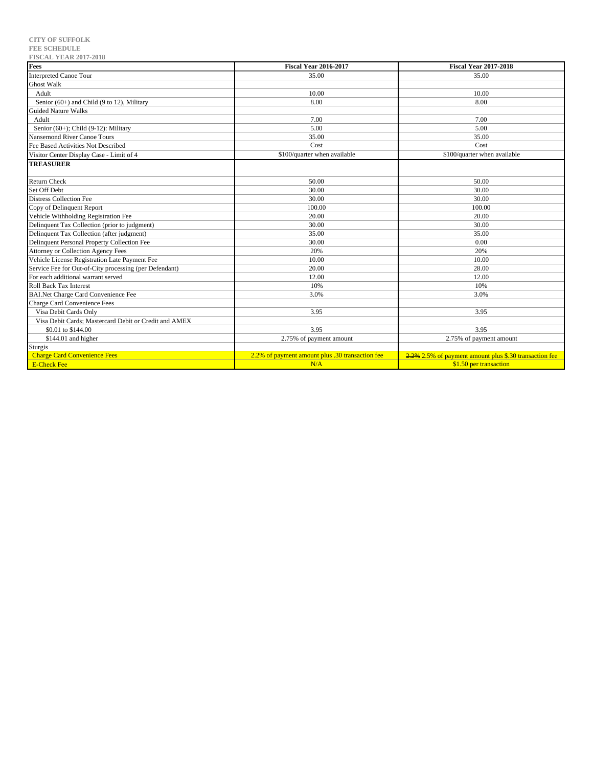CITY OF SUFFOLK
FEE SCHEDULE
FISCAL YEAR 2017-2018

| Fees | Fiscal Year 2016-2017 | Fiscal Year 2017-2018 |
|---|---|---|
| Interpreted Canoe Tour | 35.00 | 35.00 |
| Ghost Walk | | |
| Adult | 10.00 | 10.00 |
| Senior (60+) and Child (9 to 12), Military | 8.00 | 8.00 |
| Guided Nature Walks | | |
| Adult | 7.00 | 7.00 |
| Senior (60+); Child (9-12): Military | 5.00 | 5.00 |
| Nansemond River Canoe Tours | 35.00 | 35.00 |
| Fee Based Activities Not Described | Cost | Cost |
| Visitor Center Display Case - Limit of 4 | $100/quarter when available | $100/quarter when available |
| **TREASURER** | | |
| Return Check | 50.00 | 50.00 |
| Set Off Debt | 30.00 | 30.00 |
| Distress Collection Fee | 30.00 | 30.00 |
| Copy of Delinquent Report | 100.00 | 100.00 |
| Vehicle Withholding Registration Fee | 20.00 | 20.00 |
| Delinquent Tax Collection (prior to judgment) | 30.00 | 30.00 |
| Delinquent Tax Collection (after judgment) | 35.00 | 35.00 |
| Delinquent Personal Property Collection Fee | 30.00 | 0.00 |
| Attorney or Collection Agency Fees | 20% | 20% |
| Vehicle License Registration Late Payment Fee | 10.00 | 10.00 |
| Service Fee for Out-of-City processing (per Defendant) | 20.00 | 28.00 |
| For each additional warrant served | 12.00 | 12.00 |
| Roll Back Tax Interest | 10% | 10% |
| BAI.Net Charge Card Convenience Fee | 3.0% | 3.0% |
| Charge Card Convenience Fees | | |
| Visa Debit Cards Only | 3.95 | 3.95 |
| Visa Debit Cards; Mastercard Debit or Credit and AMEX | | |
| $0.01 to $144.00 | 3.95 | 3.95 |
| $144.01 and higher | 2.75% of payment amount | 2.75% of payment amount |
| Sturgis | | |
| Charge Card Convenience Fees | 2.2% of payment amount plus .30 transaction fee | ~~2.2%~~ 2.5% of payment amount plus $.30 transaction fee |
| E-Check Fee | N/A | $1.50 per transaction |